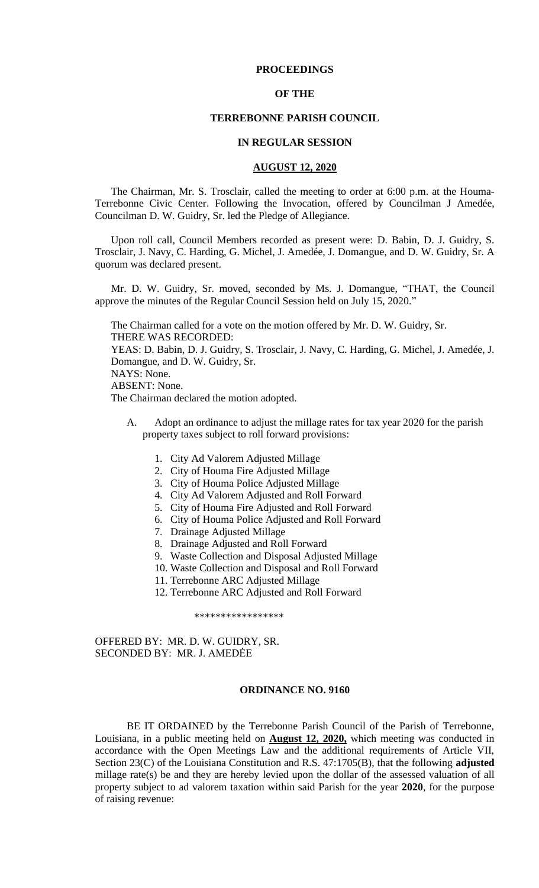**PROCEEDINGS**

**OF THE**

**TERREBONNE PARISH COUNCIL**

**IN REGULAR SESSION**

**AUGUST 12, 2020**

The Chairman, Mr. S. Trosclair, called the meeting to order at 6:00 p.m. at the Houma-Terrebonne Civic Center. Following the Invocation, offered by Councilman J Amedée, Councilman D. W. Guidry, Sr. led the Pledge of Allegiance.

Upon roll call, Council Members recorded as present were: D. Babin, D. J. Guidry, S. Trosclair, J. Navy, C. Harding, G. Michel, J. Amedée, J. Domangue, and D. W. Guidry, Sr. A quorum was declared present.

Mr. D. W. Guidry, Sr. moved, seconded by Ms. J. Domangue, "THAT, the Council approve the minutes of the Regular Council Session held on July 15, 2020."

The Chairman called for a vote on the motion offered by Mr. D. W. Guidry, Sr.
THERE WAS RECORDED:
YEAS: D. Babin, D. J. Guidry, S. Trosclair, J. Navy, C. Harding, G. Michel, J. Amedée, J. Domangue, and D. W. Guidry, Sr.
NAYS: None.
ABSENT: None.
The Chairman declared the motion adopted.

A. Adopt an ordinance to adjust the millage rates for tax year 2020 for the parish property taxes subject to roll forward provisions:

1. City Ad Valorem Adjusted Millage
2. City of Houma Fire Adjusted Millage
3. City of Houma Police Adjusted Millage
4. City Ad Valorem Adjusted and Roll Forward
5. City of Houma Fire Adjusted and Roll Forward
6. City of Houma Police Adjusted and Roll Forward
7. Drainage Adjusted Millage
8. Drainage Adjusted and Roll Forward
9. Waste Collection and Disposal Adjusted Millage
10. Waste Collection and Disposal and Roll Forward
11. Terrebonne ARC Adjusted Millage
12. Terrebonne ARC Adjusted and Roll Forward

\*\*\*\*\*\*\*\*\*\*\*\*\*\*\*\*\*

OFFERED BY: MR. D. W. GUIDRY, SR.
SECONDED BY: MR. J. AMEDĖE

**ORDINANCE NO. 9160**

BE IT ORDAINED by the Terrebonne Parish Council of the Parish of Terrebonne, Louisiana, in a public meeting held on **August 12, 2020,** which meeting was conducted in accordance with the Open Meetings Law and the additional requirements of Article VII, Section 23(C) of the Louisiana Constitution and R.S. 47:1705(B), that the following **adjusted** millage rate(s) be and they are hereby levied upon the dollar of the assessed valuation of all property subject to ad valorem taxation within said Parish for the year **2020**, for the purpose of raising revenue: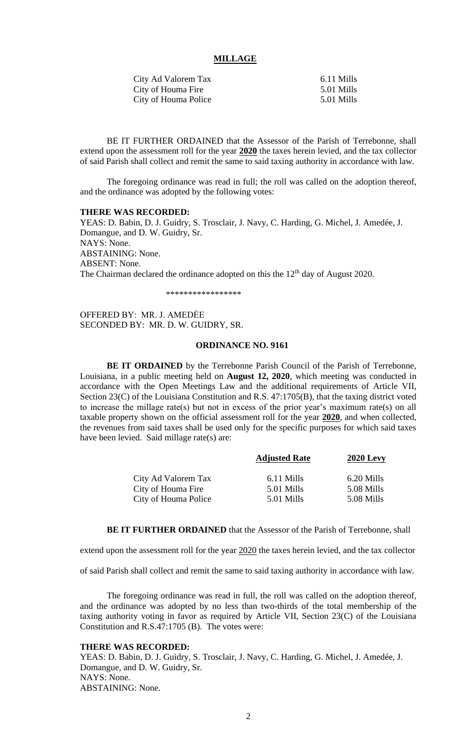**MILLAGE**

| | |
|---|---|
| City Ad Valorem Tax | 6.11 Mills |
| City of Houma Fire | 5.01 Mills |
| City of Houma Police | 5.01 Mills |

BE IT FURTHER ORDAINED that the Assessor of the Parish of Terrebonne, shall extend upon the assessment roll for the year **2020** the taxes herein levied, and the tax collector of said Parish shall collect and remit the same to said taxing authority in accordance with law.

The foregoing ordinance was read in full; the roll was called on the adoption thereof, and the ordinance was adopted by the following votes:

**THERE WAS RECORDED:**
YEAS: D. Babin, D. J. Guidry, S. Trosclair, J. Navy, C. Harding, G. Michel, J. Amedée, J. Domangue, and D. W. Guidry, Sr.
NAYS: None.
ABSTAINING: None.
ABSENT: None.
The Chairman declared the ordinance adopted on this the 12th day of August 2020.

\*\*\*\*\*\*\*\*\*\*\*\*\*\*\*\*\*

OFFERED BY: MR. J. AMEDÈE
SECONDED BY: MR. D. W. GUIDRY, SR.

**ORDINANCE NO. 9161**

**BE IT ORDAINED** by the Terrebonne Parish Council of the Parish of Terrebonne, Louisiana, in a public meeting held on **August 12, 2020**, which meeting was conducted in accordance with the Open Meetings Law and the additional requirements of Article VII, Section 23(C) of the Louisiana Constitution and R.S. 47:1705(B), that the taxing district voted to increase the millage rate(s) but not in excess of the prior year's maximum rate(s) on all taxable property shown on the official assessment roll for the year **2020**, and when collected, the revenues from said taxes shall be used only for the specific purposes for which said taxes have been levied. Said millage rate(s) are:

| | **Adjusted Rate** | **2020 Levy** |
|---|---|---|
| City Ad Valorem Tax | 6.11 Mills | 6.20 Mills |
| City of Houma Fire | 5.01 Mills | 5.08 Mills |
| City of Houma Police | 5.01 Mills | 5.08 Mills |

**BE IT FURTHER ORDAINED** that the Assessor of the Parish of Terrebonne, shall extend upon the assessment roll for the year 2020 the taxes herein levied, and the tax collector of said Parish shall collect and remit the same to said taxing authority in accordance with law.

The foregoing ordinance was read in full, the roll was called on the adoption thereof, and the ordinance was adopted by no less than two-thirds of the total membership of the taxing authority voting in favor as required by Article VII, Section 23(C) of the Louisiana Constitution and R.S.47:1705 (B). The votes were:

**THERE WAS RECORDED:**
YEAS: D. Babin, D. J. Guidry, S. Trosclair, J. Navy, C. Harding, G. Michel, J. Amedée, J. Domangue, and D. W. Guidry, Sr.
NAYS: None.
ABSTAINING: None.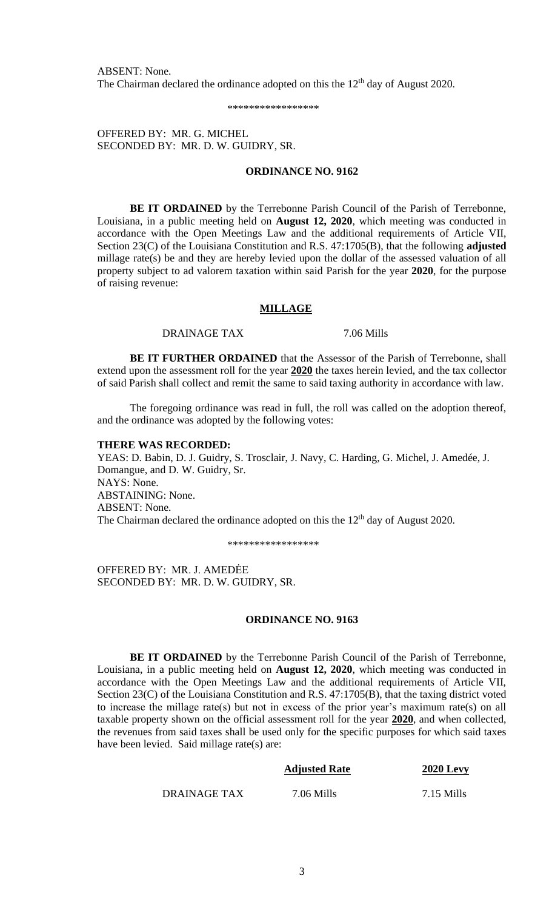ABSENT: None.
The Chairman declared the ordinance adopted on this the 12th day of August 2020.

\*\*\*\*\*\*\*\*\*\*\*\*\*\*\*\*\*

OFFERED BY: MR. G. MICHEL
SECONDED BY: MR. D. W. GUIDRY, SR.

**ORDINANCE NO. 9162**

**BE IT ORDAINED** by the Terrebonne Parish Council of the Parish of Terrebonne, Louisiana, in a public meeting held on **August 12, 2020**, which meeting was conducted in accordance with the Open Meetings Law and the additional requirements of Article VII, Section 23(C) of the Louisiana Constitution and R.S. 47:1705(B), that the following **adjusted** millage rate(s) be and they are hereby levied upon the dollar of the assessed valuation of all property subject to ad valorem taxation within said Parish for the year **2020**, for the purpose of raising revenue:

**MILLAGE**

| | |
|---|---|
| DRAINAGE TAX | 7.06 Mills |

**BE IT FURTHER ORDAINED** that the Assessor of the Parish of Terrebonne, shall extend upon the assessment roll for the year **2020** the taxes herein levied, and the tax collector of said Parish shall collect and remit the same to said taxing authority in accordance with law.

The foregoing ordinance was read in full, the roll was called on the adoption thereof, and the ordinance was adopted by the following votes:

**THERE WAS RECORDED:**
YEAS: D. Babin, D. J. Guidry, S. Trosclair, J. Navy, C. Harding, G. Michel, J. Amedée, J. Domangue, and D. W. Guidry, Sr.
NAYS: None.
ABSTAINING: None.
ABSENT: None.
The Chairman declared the ordinance adopted on this the 12th day of August 2020.

\*\*\*\*\*\*\*\*\*\*\*\*\*\*\*\*\*

OFFERED BY: MR. J. AMEDĖE
SECONDED BY: MR. D. W. GUIDRY, SR.

**ORDINANCE NO. 9163**

**BE IT ORDAINED** by the Terrebonne Parish Council of the Parish of Terrebonne, Louisiana, in a public meeting held on **August 12, 2020**, which meeting was conducted in accordance with the Open Meetings Law and the additional requirements of Article VII, Section 23(C) of the Louisiana Constitution and R.S. 47:1705(B), that the taxing district voted to increase the millage rate(s) but not in excess of the prior year's maximum rate(s) on all taxable property shown on the official assessment roll for the year **2020**, and when collected, the revenues from said taxes shall be used only for the specific purposes for which said taxes have been levied. Said millage rate(s) are:

| | **Adjusted Rate** | **2020 Levy** |
|---|---|---|
| DRAINAGE TAX | 7.06 Mills | 7.15 Mills |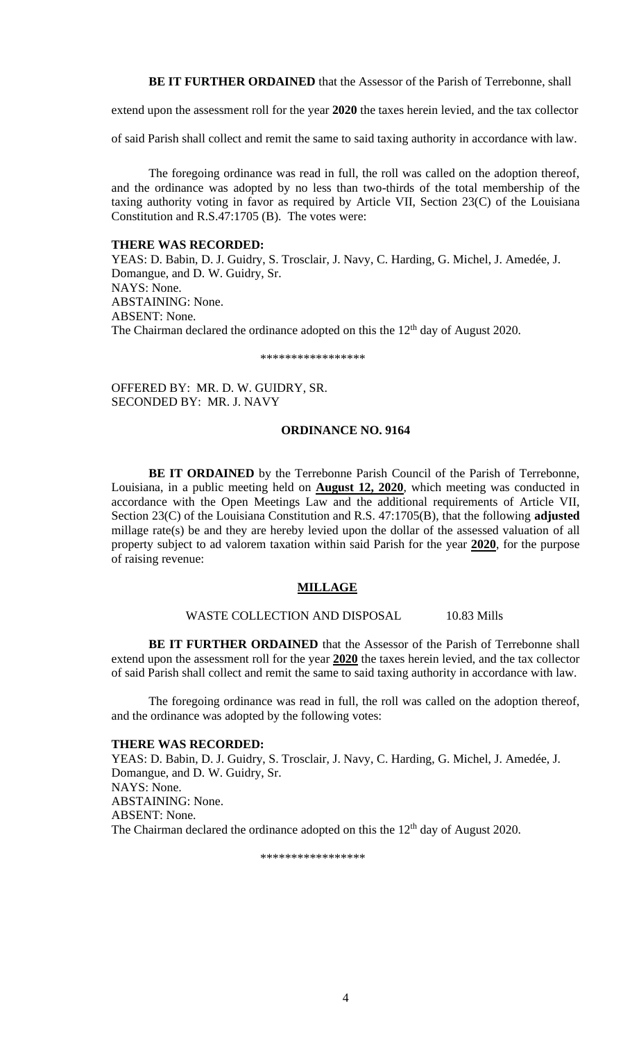**BE IT FURTHER ORDAINED** that the Assessor of the Parish of Terrebonne, shall extend upon the assessment roll for the year **2020** the taxes herein levied, and the tax collector of said Parish shall collect and remit the same to said taxing authority in accordance with law.

The foregoing ordinance was read in full, the roll was called on the adoption thereof, and the ordinance was adopted by no less than two-thirds of the total membership of the taxing authority voting in favor as required by Article VII, Section 23(C) of the Louisiana Constitution and R.S.47:1705 (B). The votes were:

**THERE WAS RECORDED:**
YEAS: D. Babin, D. J. Guidry, S. Trosclair, J. Navy, C. Harding, G. Michel, J. Amedée, J. Domangue, and D. W. Guidry, Sr.
NAYS: None.
ABSTAINING: None.
ABSENT: None.
The Chairman declared the ordinance adopted on this the 12th day of August 2020.

*****************

OFFERED BY: MR. D. W. GUIDRY, SR.
SECONDED BY: MR. J. NAVY

**ORDINANCE NO. 9164**

**BE IT ORDAINED** by the Terrebonne Parish Council of the Parish of Terrebonne, Louisiana, in a public meeting held on **August 12, 2020**, which meeting was conducted in accordance with the Open Meetings Law and the additional requirements of Article VII, Section 23(C) of the Louisiana Constitution and R.S. 47:1705(B), that the following **adjusted** millage rate(s) be and they are hereby levied upon the dollar of the assessed valuation of all property subject to ad valorem taxation within said Parish for the year **2020**, for the purpose of raising revenue:

**MILLAGE**

WASTE COLLECTION AND DISPOSAL 10.83 Mills

**BE IT FURTHER ORDAINED** that the Assessor of the Parish of Terrebonne shall extend upon the assessment roll for the year **2020** the taxes herein levied, and the tax collector of said Parish shall collect and remit the same to said taxing authority in accordance with law.

The foregoing ordinance was read in full, the roll was called on the adoption thereof, and the ordinance was adopted by the following votes:

**THERE WAS RECORDED:**
YEAS: D. Babin, D. J. Guidry, S. Trosclair, J. Navy, C. Harding, G. Michel, J. Amedée, J. Domangue, and D. W. Guidry, Sr.
NAYS: None.
ABSTAINING: None.
ABSENT: None.
The Chairman declared the ordinance adopted on this the 12th day of August 2020.

*****************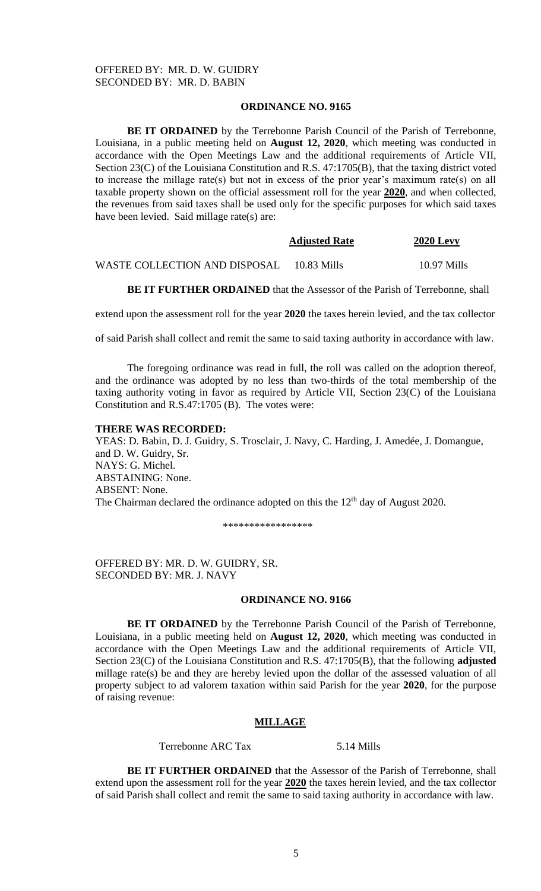OFFERED BY: MR. D. W. GUIDRY
SECONDED BY: MR. D. BABIN

## ORDINANCE NO. 9165

**BE IT ORDAINED** by the Terrebonne Parish Council of the Parish of Terrebonne, Louisiana, in a public meeting held on **August 12, 2020**, which meeting was conducted in accordance with the Open Meetings Law and the additional requirements of Article VII, Section 23(C) of the Louisiana Constitution and R.S. 47:1705(B), that the taxing district voted to increase the millage rate(s) but not in excess of the prior year's maximum rate(s) on all taxable property shown on the official assessment roll for the year **2020**, and when collected, the revenues from said taxes shall be used only for the specific purposes for which said taxes have been levied. Said millage rate(s) are:

| | **Adjusted Rate** | **2020 Levy** |
|---|---|---|
| WASTE COLLECTION AND DISPOSAL | 10.83 Mills | 10.97 Mills |

**BE IT FURTHER ORDAINED** that the Assessor of the Parish of Terrebonne, shall extend upon the assessment roll for the year **2020** the taxes herein levied, and the tax collector of said Parish shall collect and remit the same to said taxing authority in accordance with law.

The foregoing ordinance was read in full, the roll was called on the adoption thereof, and the ordinance was adopted by no less than two-thirds of the total membership of the taxing authority voting in favor as required by Article VII, Section 23(C) of the Louisiana Constitution and R.S.47:1705 (B). The votes were:

**THERE WAS RECORDED:**
YEAS: D. Babin, D. J. Guidry, S. Trosclair, J. Navy, C. Harding, J. Amedée, J. Domangue, and D. W. Guidry, Sr.
NAYS: G. Michel.
ABSTAINING: None.
ABSENT: None.
The Chairman declared the ordinance adopted on this the 12th day of August 2020.

\*\*\*\*\*\*\*\*\*\*\*\*\*\*\*\*\*

OFFERED BY: MR. D. W. GUIDRY, SR.
SECONDED BY: MR. J. NAVY

## ORDINANCE NO. 9166

**BE IT ORDAINED** by the Terrebonne Parish Council of the Parish of Terrebonne, Louisiana, in a public meeting held on **August 12, 2020**, which meeting was conducted in accordance with the Open Meetings Law and the additional requirements of Article VII, Section 23(C) of the Louisiana Constitution and R.S. 47:1705(B), that the following **adjusted** millage rate(s) be and they are hereby levied upon the dollar of the assessed valuation of all property subject to ad valorem taxation within said Parish for the year **2020**, for the purpose of raising revenue:

### MILLAGE

Terrebonne ARC Tax 5.14 Mills

**BE IT FURTHER ORDAINED** that the Assessor of the Parish of Terrebonne, shall extend upon the assessment roll for the year **2020** the taxes herein levied, and the tax collector of said Parish shall collect and remit the same to said taxing authority in accordance with law.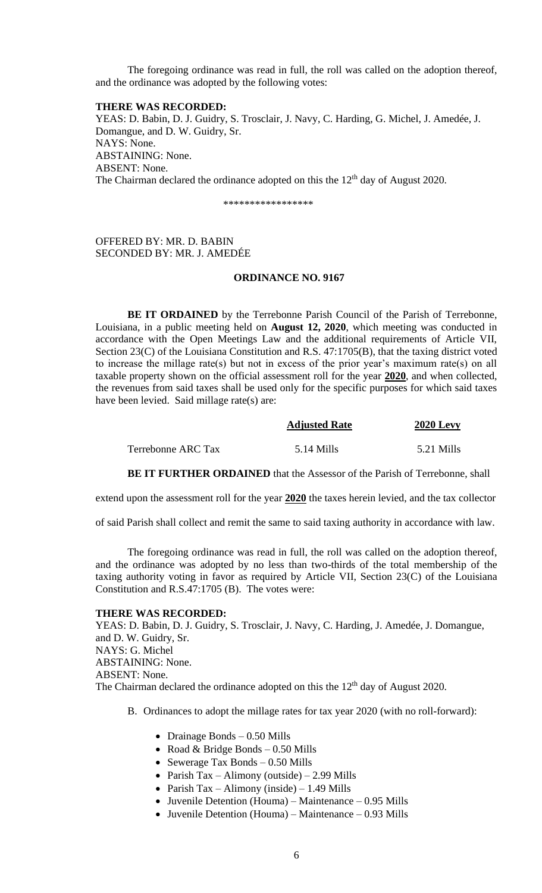The foregoing ordinance was read in full, the roll was called on the adoption thereof, and the ordinance was adopted by the following votes:

**THERE WAS RECORDED:**

YEAS: D. Babin, D. J. Guidry, S. Trosclair, J. Navy, C. Harding, G. Michel, J. Amedée, J. Domangue, and D. W. Guidry, Sr.
NAYS: None.
ABSTAINING: None.
ABSENT: None.
The Chairman declared the ordinance adopted on this the 12th day of August 2020.

\*\*\*\*\*\*\*\*\*\*\*\*\*\*\*\*\*

OFFERED BY: MR. D. BABIN
SECONDED BY: MR. J. AMEDÉE

**ORDINANCE NO. 9167**

**BE IT ORDAINED** by the Terrebonne Parish Council of the Parish of Terrebonne, Louisiana, in a public meeting held on **August 12, 2020**, which meeting was conducted in accordance with the Open Meetings Law and the additional requirements of Article VII, Section 23(C) of the Louisiana Constitution and R.S. 47:1705(B), that the taxing district voted to increase the millage rate(s) but not in excess of the prior year's maximum rate(s) on all taxable property shown on the official assessment roll for the year **2020**, and when collected, the revenues from said taxes shall be used only for the specific purposes for which said taxes have been levied. Said millage rate(s) are:

| | **Adjusted Rate** | **2020 Levy** |
|---|---|---|
| Terrebonne ARC Tax | 5.14 Mills | 5.21 Mills |

**BE IT FURTHER ORDAINED** that the Assessor of the Parish of Terrebonne, shall extend upon the assessment roll for the year **2020** the taxes herein levied, and the tax collector of said Parish shall collect and remit the same to said taxing authority in accordance with law.

The foregoing ordinance was read in full, the roll was called on the adoption thereof, and the ordinance was adopted by no less than two-thirds of the total membership of the taxing authority voting in favor as required by Article VII, Section 23(C) of the Louisiana Constitution and R.S.47:1705 (B). The votes were:

**THERE WAS RECORDED:**

YEAS: D. Babin, D. J. Guidry, S. Trosclair, J. Navy, C. Harding, J. Amedée, J. Domangue, and D. W. Guidry, Sr.
NAYS: G. Michel
ABSTAINING: None.
ABSENT: None.
The Chairman declared the ordinance adopted on this the 12th day of August 2020.

B. Ordinances to adopt the millage rates for tax year 2020 (with no roll-forward):

- Drainage Bonds – 0.50 Mills
- Road & Bridge Bonds – 0.50 Mills
- Sewerage Tax Bonds – 0.50 Mills
- Parish Tax – Alimony (outside) – 2.99 Mills
- Parish Tax – Alimony (inside) – 1.49 Mills
- Juvenile Detention (Houma) – Maintenance – 0.95 Mills
- Juvenile Detention (Houma) – Maintenance – 0.93 Mills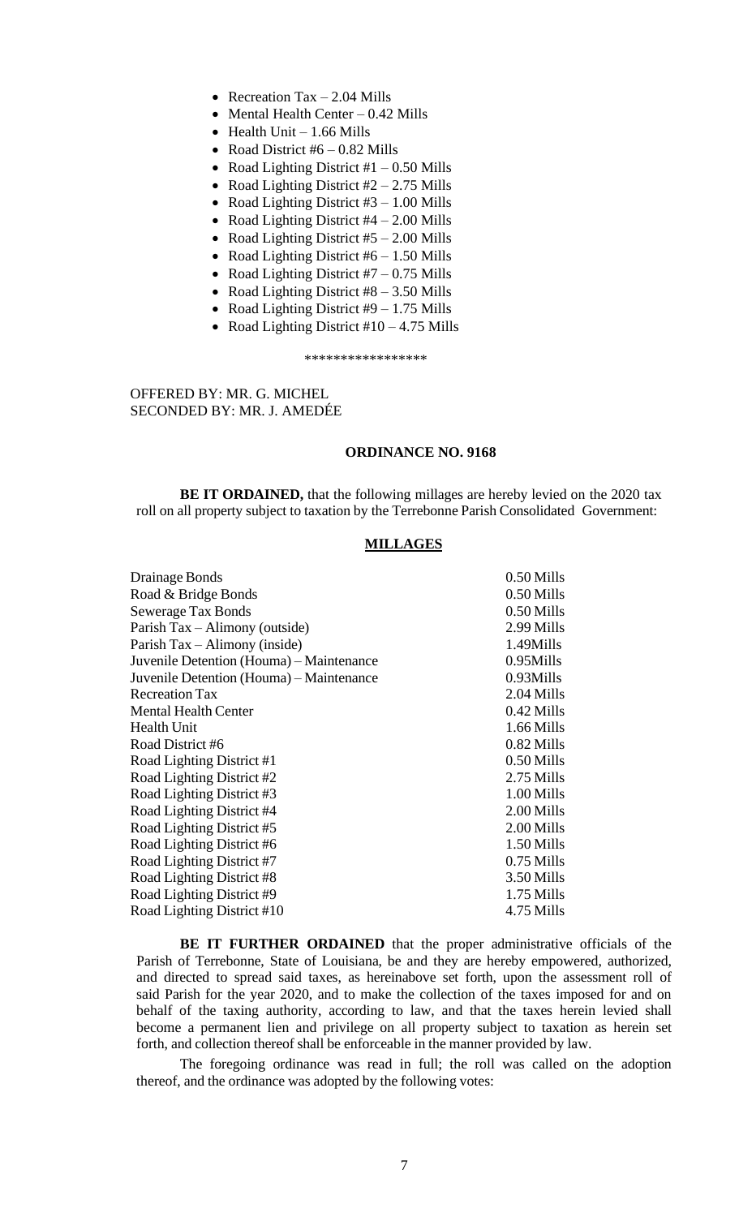- Recreation Tax – 2.04 Mills
- Mental Health Center – 0.42 Mills
- Health Unit – 1.66 Mills
- Road District #6 – 0.82 Mills
- Road Lighting District #1 – 0.50 Mills
- Road Lighting District #2 – 2.75 Mills
- Road Lighting District #3 – 1.00 Mills
- Road Lighting District #4 – 2.00 Mills
- Road Lighting District #5 – 2.00 Mills
- Road Lighting District #6 – 1.50 Mills
- Road Lighting District #7 – 0.75 Mills
- Road Lighting District #8 – 3.50 Mills
- Road Lighting District #9 – 1.75 Mills
- Road Lighting District #10 – 4.75 Mills

*****************

OFFERED BY: MR. G. MICHEL
SECONDED BY: MR. J. AMEDÉE

**ORDINANCE NO. 9168**

**BE IT ORDAINED,** that the following millages are hereby levied on the 2020 tax roll on all property subject to taxation by the Terrebonne Parish Consolidated Government:

**MILLAGES**

| | |
|---|---|
| Drainage Bonds | 0.50 Mills |
| Road & Bridge Bonds | 0.50 Mills |
| Sewerage Tax Bonds | 0.50 Mills |
| Parish Tax – Alimony (outside) | 2.99 Mills |
| Parish Tax – Alimony (inside) | 1.49Mills |
| Juvenile Detention (Houma) – Maintenance | 0.95Mills |
| Juvenile Detention (Houma) – Maintenance | 0.93Mills |
| Recreation Tax | 2.04 Mills |
| Mental Health Center | 0.42 Mills |
| Health Unit | 1.66 Mills |
| Road District #6 | 0.82 Mills |
| Road Lighting District #1 | 0.50 Mills |
| Road Lighting District #2 | 2.75 Mills |
| Road Lighting District #3 | 1.00 Mills |
| Road Lighting District #4 | 2.00 Mills |
| Road Lighting District #5 | 2.00 Mills |
| Road Lighting District #6 | 1.50 Mills |
| Road Lighting District #7 | 0.75 Mills |
| Road Lighting District #8 | 3.50 Mills |
| Road Lighting District #9 | 1.75 Mills |
| Road Lighting District #10 | 4.75 Mills |

**BE IT FURTHER ORDAINED** that the proper administrative officials of the Parish of Terrebonne, State of Louisiana, be and they are hereby empowered, authorized, and directed to spread said taxes, as hereinabove set forth, upon the assessment roll of said Parish for the year 2020, and to make the collection of the taxes imposed for and on behalf of the taxing authority, according to law, and that the taxes herein levied shall become a permanent lien and privilege on all property subject to taxation as herein set forth, and collection thereof shall be enforceable in the manner provided by law.

The foregoing ordinance was read in full; the roll was called on the adoption thereof, and the ordinance was adopted by the following votes: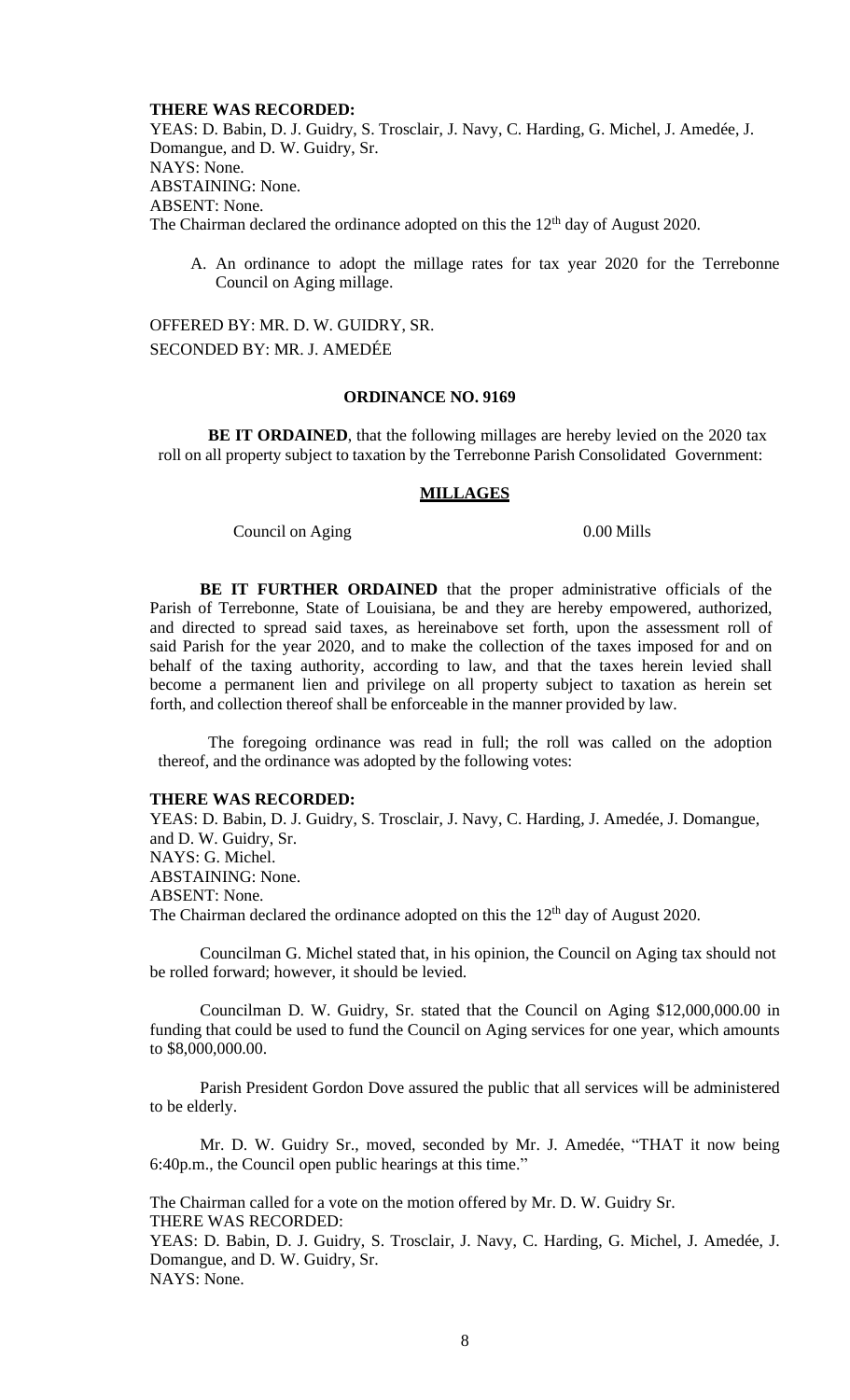**THERE WAS RECORDED:**
YEAS: D. Babin, D. J. Guidry, S. Trosclair, J. Navy, C. Harding, G. Michel, J. Amedée, J. Domangue, and D. W. Guidry, Sr.
NAYS: None.
ABSTAINING: None.
ABSENT: None.
The Chairman declared the ordinance adopted on this the 12th day of August 2020.

A. An ordinance to adopt the millage rates for tax year 2020 for the Terrebonne Council on Aging millage.

OFFERED BY: MR. D. W. GUIDRY, SR.
SECONDED BY: MR. J. AMEDÉE

**ORDINANCE NO. 9169**

**BE IT ORDAINED**, that the following millages are hereby levied on the 2020 tax roll on all property subject to taxation by the Terrebonne Parish Consolidated Government:

**MILLAGES**

Council on Aging 0.00 Mills

**BE IT FURTHER ORDAINED** that the proper administrative officials of the Parish of Terrebonne, State of Louisiana, be and they are hereby empowered, authorized, and directed to spread said taxes, as hereinabove set forth, upon the assessment roll of said Parish for the year 2020, and to make the collection of the taxes imposed for and on behalf of the taxing authority, according to law, and that the taxes herein levied shall become a permanent lien and privilege on all property subject to taxation as herein set forth, and collection thereof shall be enforceable in the manner provided by law.

The foregoing ordinance was read in full; the roll was called on the adoption thereof, and the ordinance was adopted by the following votes:

**THERE WAS RECORDED:**
YEAS: D. Babin, D. J. Guidry, S. Trosclair, J. Navy, C. Harding, J. Amedée, J. Domangue, and D. W. Guidry, Sr.
NAYS: G. Michel.
ABSTAINING: None.
ABSENT: None.
The Chairman declared the ordinance adopted on this the 12th day of August 2020.

Councilman G. Michel stated that, in his opinion, the Council on Aging tax should not be rolled forward; however, it should be levied.

Councilman D. W. Guidry, Sr. stated that the Council on Aging $12,000,000.00 in funding that could be used to fund the Council on Aging services for one year, which amounts to $8,000,000.00.

Parish President Gordon Dove assured the public that all services will be administered to be elderly.

Mr. D. W. Guidry Sr., moved, seconded by Mr. J. Amedée, "THAT it now being 6:40p.m., the Council open public hearings at this time."

The Chairman called for a vote on the motion offered by Mr. D. W. Guidry Sr.
THERE WAS RECORDED:
YEAS: D. Babin, D. J. Guidry, S. Trosclair, J. Navy, C. Harding, G. Michel, J. Amedée, J. Domangue, and D. W. Guidry, Sr.
NAYS: None.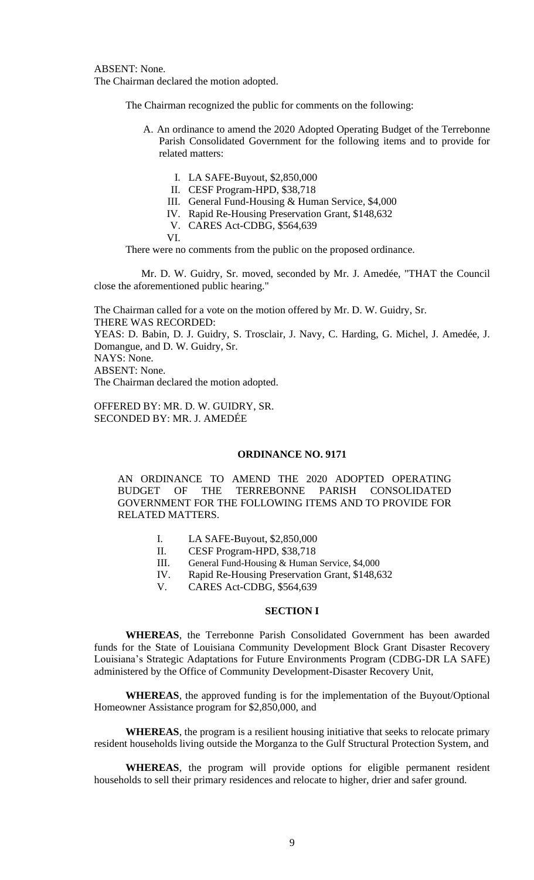ABSENT: None.
The Chairman declared the motion adopted.

The Chairman recognized the public for comments on the following:

A. An ordinance to amend the 2020 Adopted Operating Budget of the Terrebonne Parish Consolidated Government for the following items and to provide for related matters:

   I. LA SAFE-Buyout, $2,850,000
   II. CESF Program-HPD, $38,718
   III. General Fund-Housing & Human Service, $4,000
   IV. Rapid Re-Housing Preservation Grant, $148,632
   V. CARES Act-CDBG, $564,639
   VI.

There were no comments from the public on the proposed ordinance.

Mr. D. W. Guidry, Sr. moved, seconded by Mr. J. Amedée, "THAT the Council close the aforementioned public hearing."

The Chairman called for a vote on the motion offered by Mr. D. W. Guidry, Sr.
THERE WAS RECORDED:
YEAS: D. Babin, D. J. Guidry, S. Trosclair, J. Navy, C. Harding, G. Michel, J. Amedée, J. Domangue, and D. W. Guidry, Sr.
NAYS: None.
ABSENT: None.
The Chairman declared the motion adopted.

OFFERED BY: MR. D. W. GUIDRY, SR.
SECONDED BY: MR. J. AMEDÉE

**ORDINANCE NO. 9171**

AN ORDINANCE TO AMEND THE 2020 ADOPTED OPERATING BUDGET OF THE TERREBONNE PARISH CONSOLIDATED GOVERNMENT FOR THE FOLLOWING ITEMS AND TO PROVIDE FOR RELATED MATTERS.

I. LA SAFE-Buyout, $2,850,000
II. CESF Program-HPD, $38,718
III. General Fund-Housing & Human Service, $4,000
IV. Rapid Re-Housing Preservation Grant, $148,632
V. CARES Act-CDBG, $564,639

**SECTION I**

**WHEREAS**, the Terrebonne Parish Consolidated Government has been awarded funds for the State of Louisiana Community Development Block Grant Disaster Recovery Louisiana's Strategic Adaptations for Future Environments Program (CDBG-DR LA SAFE) administered by the Office of Community Development-Disaster Recovery Unit,

**WHEREAS**, the approved funding is for the implementation of the Buyout/Optional Homeowner Assistance program for $2,850,000, and

**WHEREAS**, the program is a resilient housing initiative that seeks to relocate primary resident households living outside the Morganza to the Gulf Structural Protection System, and

**WHEREAS**, the program will provide options for eligible permanent resident households to sell their primary residences and relocate to higher, drier and safer ground.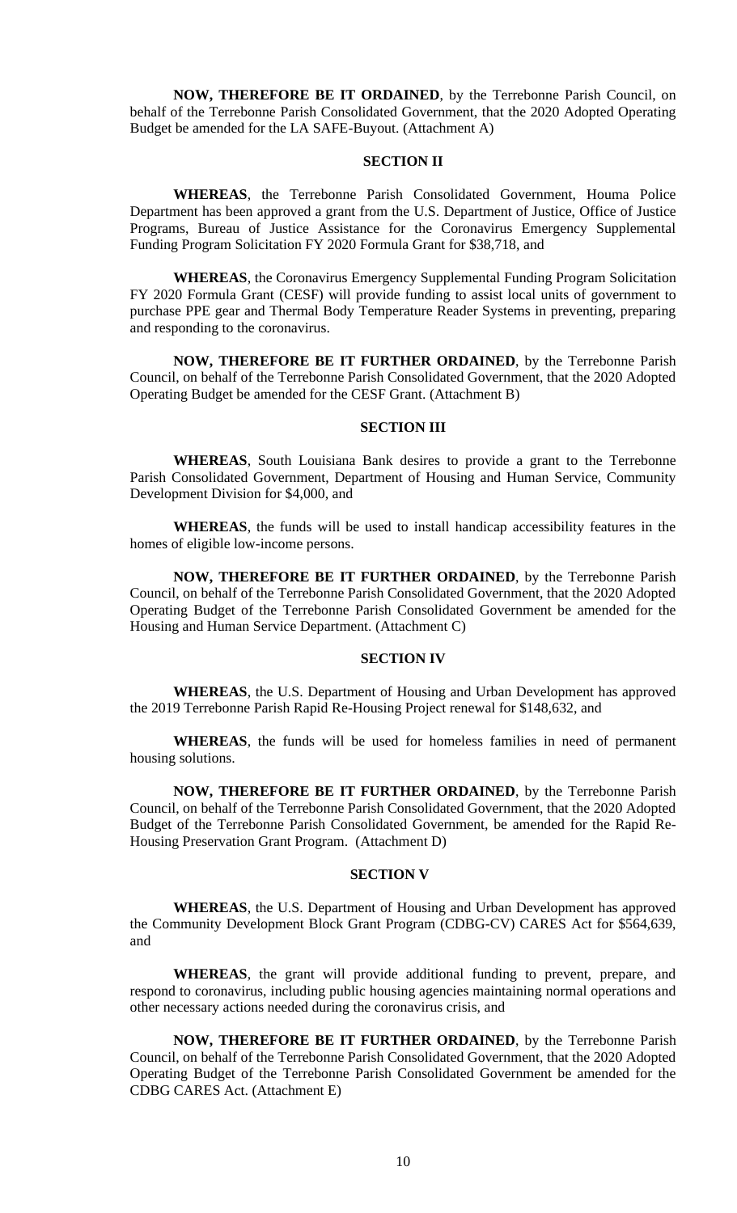**NOW, THEREFORE BE IT ORDAINED**, by the Terrebonne Parish Council, on behalf of the Terrebonne Parish Consolidated Government, that the 2020 Adopted Operating Budget be amended for the LA SAFE-Buyout. (Attachment A)

## SECTION II

**WHEREAS**, the Terrebonne Parish Consolidated Government, Houma Police Department has been approved a grant from the U.S. Department of Justice, Office of Justice Programs, Bureau of Justice Assistance for the Coronavirus Emergency Supplemental Funding Program Solicitation FY 2020 Formula Grant for $38,718, and

**WHEREAS**, the Coronavirus Emergency Supplemental Funding Program Solicitation FY 2020 Formula Grant (CESF) will provide funding to assist local units of government to purchase PPE gear and Thermal Body Temperature Reader Systems in preventing, preparing and responding to the coronavirus.

**NOW, THEREFORE BE IT FURTHER ORDAINED**, by the Terrebonne Parish Council, on behalf of the Terrebonne Parish Consolidated Government, that the 2020 Adopted Operating Budget be amended for the CESF Grant. (Attachment B)

## SECTION III

**WHEREAS**, South Louisiana Bank desires to provide a grant to the Terrebonne Parish Consolidated Government, Department of Housing and Human Service, Community Development Division for $4,000, and

**WHEREAS**, the funds will be used to install handicap accessibility features in the homes of eligible low-income persons.

**NOW, THEREFORE BE IT FURTHER ORDAINED**, by the Terrebonne Parish Council, on behalf of the Terrebonne Parish Consolidated Government, that the 2020 Adopted Operating Budget of the Terrebonne Parish Consolidated Government be amended for the Housing and Human Service Department. (Attachment C)

## SECTION IV

**WHEREAS**, the U.S. Department of Housing and Urban Development has approved the 2019 Terrebonne Parish Rapid Re-Housing Project renewal for $148,632, and

**WHEREAS**, the funds will be used for homeless families in need of permanent housing solutions.

**NOW, THEREFORE BE IT FURTHER ORDAINED**, by the Terrebonne Parish Council, on behalf of the Terrebonne Parish Consolidated Government, that the 2020 Adopted Budget of the Terrebonne Parish Consolidated Government, be amended for the Rapid Re-Housing Preservation Grant Program. (Attachment D)

## SECTION V

**WHEREAS**, the U.S. Department of Housing and Urban Development has approved the Community Development Block Grant Program (CDBG-CV) CARES Act for $564,639, and

**WHEREAS**, the grant will provide additional funding to prevent, prepare, and respond to coronavirus, including public housing agencies maintaining normal operations and other necessary actions needed during the coronavirus crisis, and

**NOW, THEREFORE BE IT FURTHER ORDAINED**, by the Terrebonne Parish Council, on behalf of the Terrebonne Parish Consolidated Government, that the 2020 Adopted Operating Budget of the Terrebonne Parish Consolidated Government be amended for the CDBG CARES Act. (Attachment E)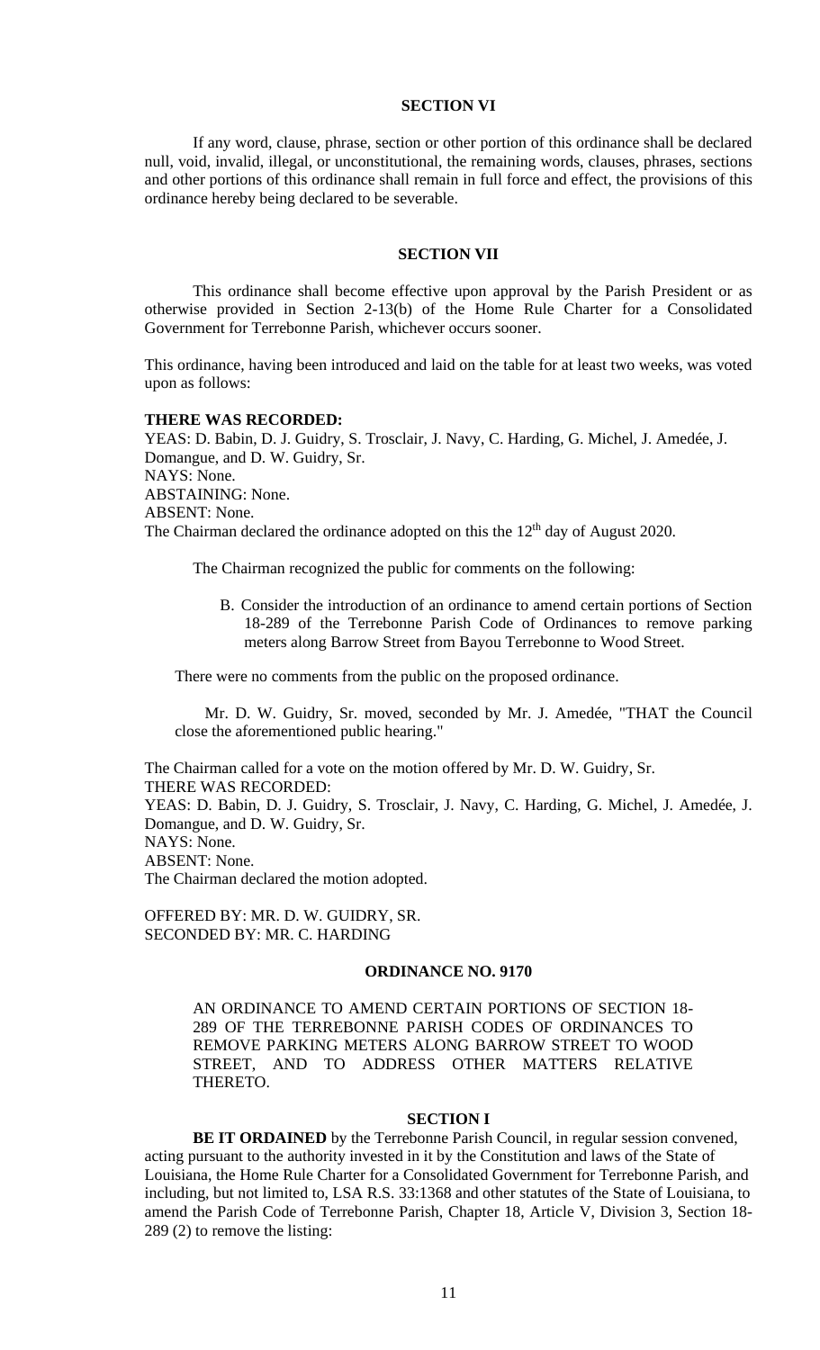## SECTION VI

If any word, clause, phrase, section or other portion of this ordinance shall be declared null, void, invalid, illegal, or unconstitutional, the remaining words, clauses, phrases, sections and other portions of this ordinance shall remain in full force and effect, the provisions of this ordinance hereby being declared to be severable.

## SECTION VII

This ordinance shall become effective upon approval by the Parish President or as otherwise provided in Section 2-13(b) of the Home Rule Charter for a Consolidated Government for Terrebonne Parish, whichever occurs sooner.

This ordinance, having been introduced and laid on the table for at least two weeks, was voted upon as follows:

**THERE WAS RECORDED:**
YEAS: D. Babin, D. J. Guidry, S. Trosclair, J. Navy, C. Harding, G. Michel, J. Amedée, J. Domangue, and D. W. Guidry, Sr.
NAYS: None.
ABSTAINING: None.
ABSENT: None.
The Chairman declared the ordinance adopted on this the 12th day of August 2020.

The Chairman recognized the public for comments on the following:

B. Consider the introduction of an ordinance to amend certain portions of Section 18-289 of the Terrebonne Parish Code of Ordinances to remove parking meters along Barrow Street from Bayou Terrebonne to Wood Street.

There were no comments from the public on the proposed ordinance.

Mr. D. W. Guidry, Sr. moved, seconded by Mr. J. Amedée, "THAT the Council close the aforementioned public hearing."

The Chairman called for a vote on the motion offered by Mr. D. W. Guidry, Sr.
THERE WAS RECORDED:
YEAS: D. Babin, D. J. Guidry, S. Trosclair, J. Navy, C. Harding, G. Michel, J. Amedée, J. Domangue, and D. W. Guidry, Sr.
NAYS: None.
ABSENT: None.
The Chairman declared the motion adopted.

OFFERED BY: MR. D. W. GUIDRY, SR.
SECONDED BY: MR. C. HARDING

## ORDINANCE NO. 9170

AN ORDINANCE TO AMEND CERTAIN PORTIONS OF SECTION 18-289 OF THE TERREBONNE PARISH CODES OF ORDINANCES TO REMOVE PARKING METERS ALONG BARROW STREET TO WOOD STREET, AND TO ADDRESS OTHER MATTERS RELATIVE THERETO.

## SECTION I

**BE IT ORDAINED** by the Terrebonne Parish Council, in regular session convened, acting pursuant to the authority invested in it by the Constitution and laws of the State of Louisiana, the Home Rule Charter for a Consolidated Government for Terrebonne Parish, and including, but not limited to, LSA R.S. 33:1368 and other statutes of the State of Louisiana, to amend the Parish Code of Terrebonne Parish, Chapter 18, Article V, Division 3, Section 18-289 (2) to remove the listing: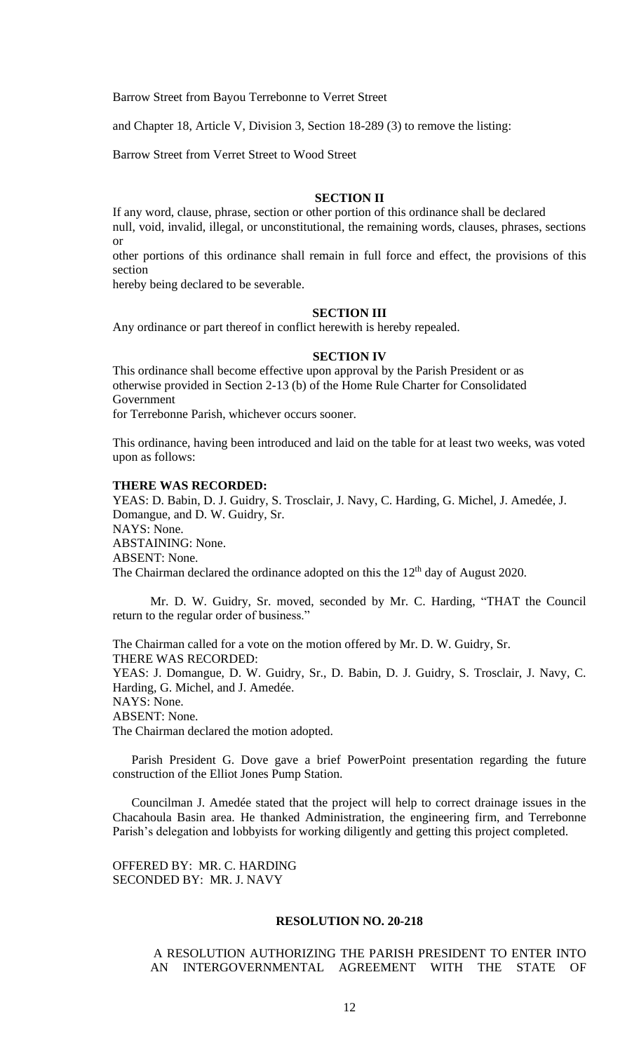Barrow Street from Bayou Terrebonne to Verret Street

and Chapter 18, Article V, Division 3, Section 18-289 (3) to remove the listing:

Barrow Street from Verret Street to Wood Street

**SECTION II**

If any word, clause, phrase, section or other portion of this ordinance shall be declared null, void, invalid, illegal, or unconstitutional, the remaining words, clauses, phrases, sections or other portions of this ordinance shall remain in full force and effect, the provisions of this section hereby being declared to be severable.

**SECTION III**

Any ordinance or part thereof in conflict herewith is hereby repealed.

**SECTION IV**

This ordinance shall become effective upon approval by the Parish President or as otherwise provided in Section 2-13 (b) of the Home Rule Charter for Consolidated Government for Terrebonne Parish, whichever occurs sooner.

This ordinance, having been introduced and laid on the table for at least two weeks, was voted upon as follows:

**THERE WAS RECORDED:**

YEAS: D. Babin, D. J. Guidry, S. Trosclair, J. Navy, C. Harding, G. Michel, J. Amedée, J. Domangue, and D. W. Guidry, Sr.
NAYS: None.
ABSTAINING: None.
ABSENT: None.
The Chairman declared the ordinance adopted on this the 12th day of August 2020.

Mr. D. W. Guidry, Sr. moved, seconded by Mr. C. Harding, "THAT the Council return to the regular order of business."

The Chairman called for a vote on the motion offered by Mr. D. W. Guidry, Sr.
THERE WAS RECORDED:
YEAS: J. Domangue, D. W. Guidry, Sr., D. Babin, D. J. Guidry, S. Trosclair, J. Navy, C. Harding, G. Michel, and J. Amedée.
NAYS: None.
ABSENT: None.
The Chairman declared the motion adopted.

Parish President G. Dove gave a brief PowerPoint presentation regarding the future construction of the Elliot Jones Pump Station.

Councilman J. Amedée stated that the project will help to correct drainage issues in the Chacahoula Basin area. He thanked Administration, the engineering firm, and Terrebonne Parish's delegation and lobbyists for working diligently and getting this project completed.

OFFERED BY: MR. C. HARDING
SECONDED BY: MR. J. NAVY

**RESOLUTION NO. 20-218**

A RESOLUTION AUTHORIZING THE PARISH PRESIDENT TO ENTER INTO AN INTERGOVERNMENTAL AGREEMENT WITH THE STATE OF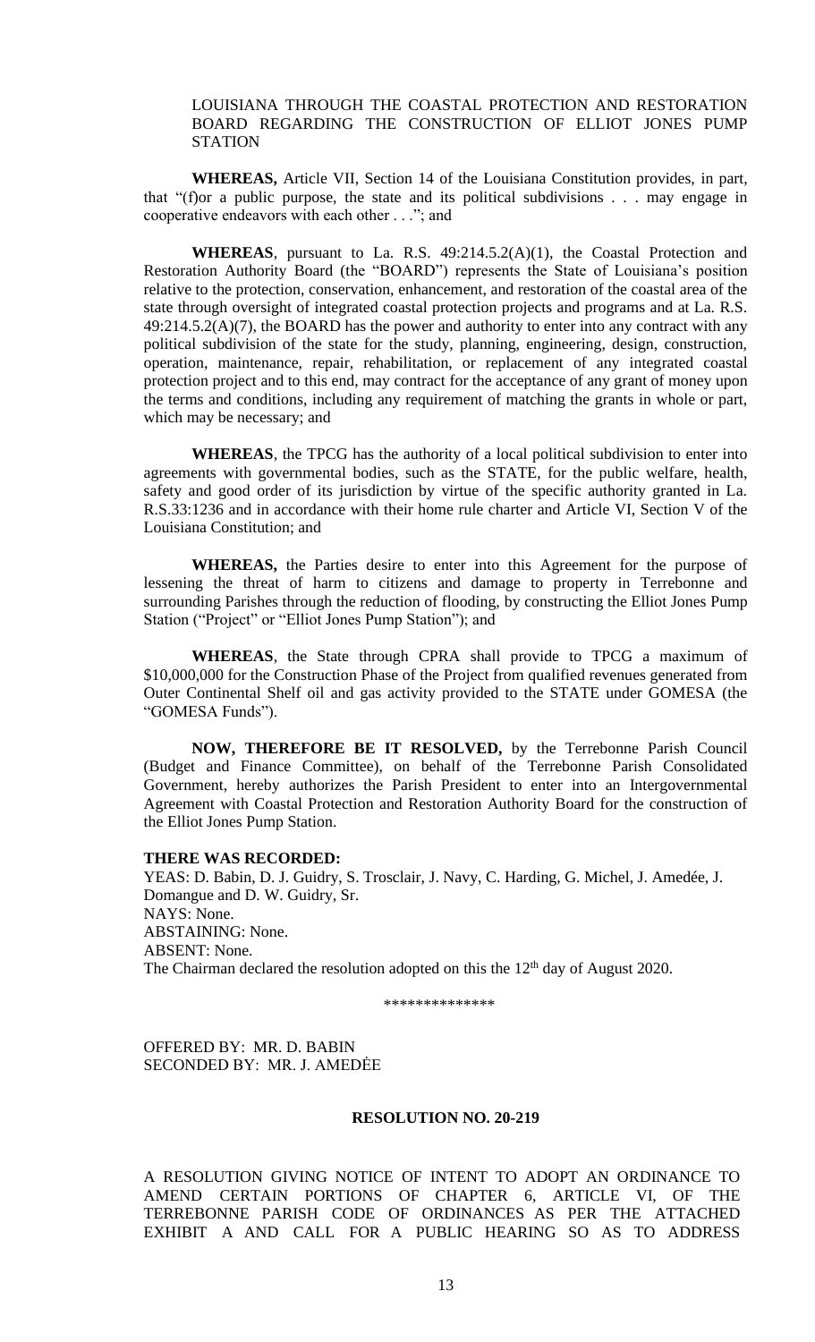LOUISIANA THROUGH THE COASTAL PROTECTION AND RESTORATION BOARD REGARDING THE CONSTRUCTION OF ELLIOT JONES PUMP STATION

**WHEREAS,** Article VII, Section 14 of the Louisiana Constitution provides, in part, that "(f)or a public purpose, the state and its political subdivisions . . . may engage in cooperative endeavors with each other . . ."; and

**WHEREAS**, pursuant to La. R.S. 49:214.5.2(A)(1), the Coastal Protection and Restoration Authority Board (the "BOARD") represents the State of Louisiana's position relative to the protection, conservation, enhancement, and restoration of the coastal area of the state through oversight of integrated coastal protection projects and programs and at La. R.S. 49:214.5.2(A)(7), the BOARD has the power and authority to enter into any contract with any political subdivision of the state for the study, planning, engineering, design, construction, operation, maintenance, repair, rehabilitation, or replacement of any integrated coastal protection project and to this end, may contract for the acceptance of any grant of money upon the terms and conditions, including any requirement of matching the grants in whole or part, which may be necessary; and

**WHEREAS**, the TPCG has the authority of a local political subdivision to enter into agreements with governmental bodies, such as the STATE, for the public welfare, health, safety and good order of its jurisdiction by virtue of the specific authority granted in La. R.S.33:1236 and in accordance with their home rule charter and Article VI, Section V of the Louisiana Constitution; and

**WHEREAS,** the Parties desire to enter into this Agreement for the purpose of lessening the threat of harm to citizens and damage to property in Terrebonne and surrounding Parishes through the reduction of flooding, by constructing the Elliot Jones Pump Station ("Project" or "Elliot Jones Pump Station"); and

**WHEREAS**, the State through CPRA shall provide to TPCG a maximum of $10,000,000 for the Construction Phase of the Project from qualified revenues generated from Outer Continental Shelf oil and gas activity provided to the STATE under GOMESA (the "GOMESA Funds").

**NOW, THEREFORE BE IT RESOLVED,** by the Terrebonne Parish Council (Budget and Finance Committee), on behalf of the Terrebonne Parish Consolidated Government, hereby authorizes the Parish President to enter into an Intergovernmental Agreement with Coastal Protection and Restoration Authority Board for the construction of the Elliot Jones Pump Station.

**THERE WAS RECORDED:**
YEAS: D. Babin, D. J. Guidry, S. Trosclair, J. Navy, C. Harding, G. Michel, J. Amedée, J. Domangue and D. W. Guidry, Sr.
NAYS: None.
ABSTAINING: None.
ABSENT: None.
The Chairman declared the resolution adopted on this the 12th day of August 2020.

\*\*\*\*\*\*\*\*\*\*\*\*\*\*

OFFERED BY: MR. D. BABIN
SECONDED BY: MR. J. AMEDĖE

**RESOLUTION NO. 20-219**

A RESOLUTION GIVING NOTICE OF INTENT TO ADOPT AN ORDINANCE TO AMEND CERTAIN PORTIONS OF CHAPTER 6, ARTICLE VI, OF THE TERREBONNE PARISH CODE OF ORDINANCES AS PER THE ATTACHED EXHIBIT A AND CALL FOR A PUBLIC HEARING SO AS TO ADDRESS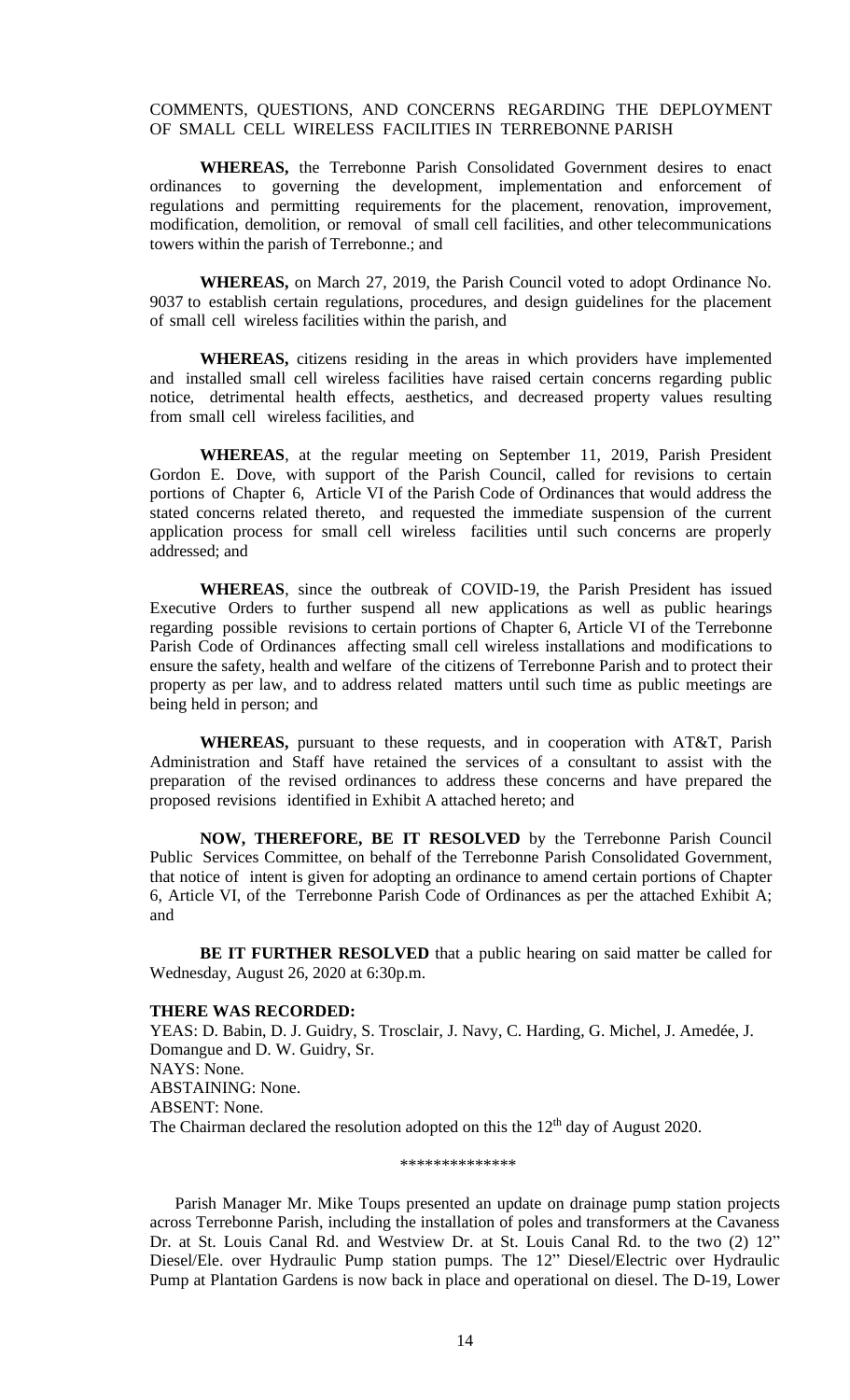COMMENTS, QUESTIONS, AND CONCERNS REGARDING THE DEPLOYMENT OF SMALL CELL WIRELESS FACILITIES IN TERREBONNE PARISH

**WHEREAS,** the Terrebonne Parish Consolidated Government desires to enact ordinances to governing the development, implementation and enforcement of regulations and permitting requirements for the placement, renovation, improvement, modification, demolition, or removal of small cell facilities, and other telecommunications towers within the parish of Terrebonne.; and

**WHEREAS,** on March 27, 2019, the Parish Council voted to adopt Ordinance No. 9037 to establish certain regulations, procedures, and design guidelines for the placement of small cell wireless facilities within the parish, and

**WHEREAS,** citizens residing in the areas in which providers have implemented and installed small cell wireless facilities have raised certain concerns regarding public notice, detrimental health effects, aesthetics, and decreased property values resulting from small cell wireless facilities, and

**WHEREAS**, at the regular meeting on September 11, 2019, Parish President Gordon E. Dove, with support of the Parish Council, called for revisions to certain portions of Chapter 6, Article VI of the Parish Code of Ordinances that would address the stated concerns related thereto, and requested the immediate suspension of the current application process for small cell wireless facilities until such concerns are properly addressed; and

**WHEREAS**, since the outbreak of COVID-19, the Parish President has issued Executive Orders to further suspend all new applications as well as public hearings regarding possible revisions to certain portions of Chapter 6, Article VI of the Terrebonne Parish Code of Ordinances affecting small cell wireless installations and modifications to ensure the safety, health and welfare of the citizens of Terrebonne Parish and to protect their property as per law, and to address related matters until such time as public meetings are being held in person; and

**WHEREAS,** pursuant to these requests, and in cooperation with AT&T, Parish Administration and Staff have retained the services of a consultant to assist with the preparation of the revised ordinances to address these concerns and have prepared the proposed revisions identified in Exhibit A attached hereto; and

**NOW, THEREFORE, BE IT RESOLVED** by the Terrebonne Parish Council Public Services Committee, on behalf of the Terrebonne Parish Consolidated Government, that notice of intent is given for adopting an ordinance to amend certain portions of Chapter 6, Article VI, of the Terrebonne Parish Code of Ordinances as per the attached Exhibit A; and

**BE IT FURTHER RESOLVED** that a public hearing on said matter be called for Wednesday, August 26, 2020 at 6:30p.m.

**THERE WAS RECORDED:**
YEAS: D. Babin, D. J. Guidry, S. Trosclair, J. Navy, C. Harding, G. Michel, J. Amedée, J. Domangue and D. W. Guidry, Sr.
NAYS: None.
ABSTAINING: None.
ABSENT: None.
The Chairman declared the resolution adopted on this the 12th day of August 2020.

\*\*\*\*\*\*\*\*\*\*\*\*\*\*

Parish Manager Mr. Mike Toups presented an update on drainage pump station projects across Terrebonne Parish, including the installation of poles and transformers at the Cavaness Dr. at St. Louis Canal Rd. and Westview Dr. at St. Louis Canal Rd. to the two (2) 12" Diesel/Ele. over Hydraulic Pump station pumps. The 12" Diesel/Electric over Hydraulic Pump at Plantation Gardens is now back in place and operational on diesel. The D-19, Lower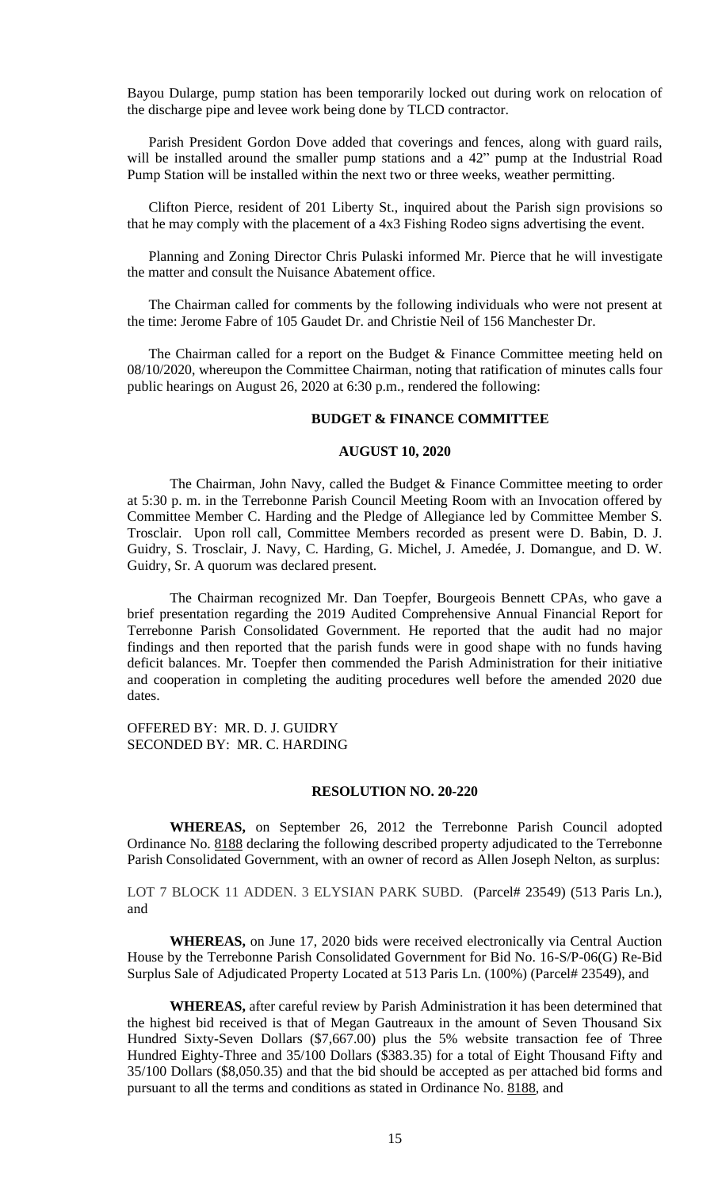Bayou Dularge, pump station has been temporarily locked out during work on relocation of the discharge pipe and levee work being done by TLCD contractor.

Parish President Gordon Dove added that coverings and fences, along with guard rails, will be installed around the smaller pump stations and a 42" pump at the Industrial Road Pump Station will be installed within the next two or three weeks, weather permitting.

Clifton Pierce, resident of 201 Liberty St., inquired about the Parish sign provisions so that he may comply with the placement of a 4x3 Fishing Rodeo signs advertising the event.

Planning and Zoning Director Chris Pulaski informed Mr. Pierce that he will investigate the matter and consult the Nuisance Abatement office.

The Chairman called for comments by the following individuals who were not present at the time: Jerome Fabre of 105 Gaudet Dr. and Christie Neil of 156 Manchester Dr.

The Chairman called for a report on the Budget & Finance Committee meeting held on 08/10/2020, whereupon the Committee Chairman, noting that ratification of minutes calls four public hearings on August 26, 2020 at 6:30 p.m., rendered the following:

**BUDGET & FINANCE COMMITTEE**

**AUGUST 10, 2020**

The Chairman, John Navy, called the Budget & Finance Committee meeting to order at 5:30 p. m. in the Terrebonne Parish Council Meeting Room with an Invocation offered by Committee Member C. Harding and the Pledge of Allegiance led by Committee Member S. Trosclair. Upon roll call, Committee Members recorded as present were D. Babin, D. J. Guidry, S. Trosclair, J. Navy, C. Harding, G. Michel, J. Amedée, J. Domangue, and D. W. Guidry, Sr. A quorum was declared present.

The Chairman recognized Mr. Dan Toepfer, Bourgeois Bennett CPAs, who gave a brief presentation regarding the 2019 Audited Comprehensive Annual Financial Report for Terrebonne Parish Consolidated Government. He reported that the audit had no major findings and then reported that the parish funds were in good shape with no funds having deficit balances. Mr. Toepfer then commended the Parish Administration for their initiative and cooperation in completing the auditing procedures well before the amended 2020 due dates.

OFFERED BY: MR. D. J. GUIDRY
SECONDED BY: MR. C. HARDING

**RESOLUTION NO. 20-220**

**WHEREAS,** on September 26, 2012 the Terrebonne Parish Council adopted Ordinance No. 8188 declaring the following described property adjudicated to the Terrebonne Parish Consolidated Government, with an owner of record as Allen Joseph Nelton, as surplus:

LOT 7 BLOCK 11 ADDEN. 3 ELYSIAN PARK SUBD. (Parcel# 23549) (513 Paris Ln.), and

**WHEREAS,** on June 17, 2020 bids were received electronically via Central Auction House by the Terrebonne Parish Consolidated Government for Bid No. 16-S/P-06(G) Re-Bid Surplus Sale of Adjudicated Property Located at 513 Paris Ln. (100%) (Parcel# 23549), and

**WHEREAS,** after careful review by Parish Administration it has been determined that the highest bid received is that of Megan Gautreaux in the amount of Seven Thousand Six Hundred Sixty-Seven Dollars ($7,667.00) plus the 5% website transaction fee of Three Hundred Eighty-Three and 35/100 Dollars ($383.35) for a total of Eight Thousand Fifty and 35/100 Dollars ($8,050.35) and that the bid should be accepted as per attached bid forms and pursuant to all the terms and conditions as stated in Ordinance No. 8188, and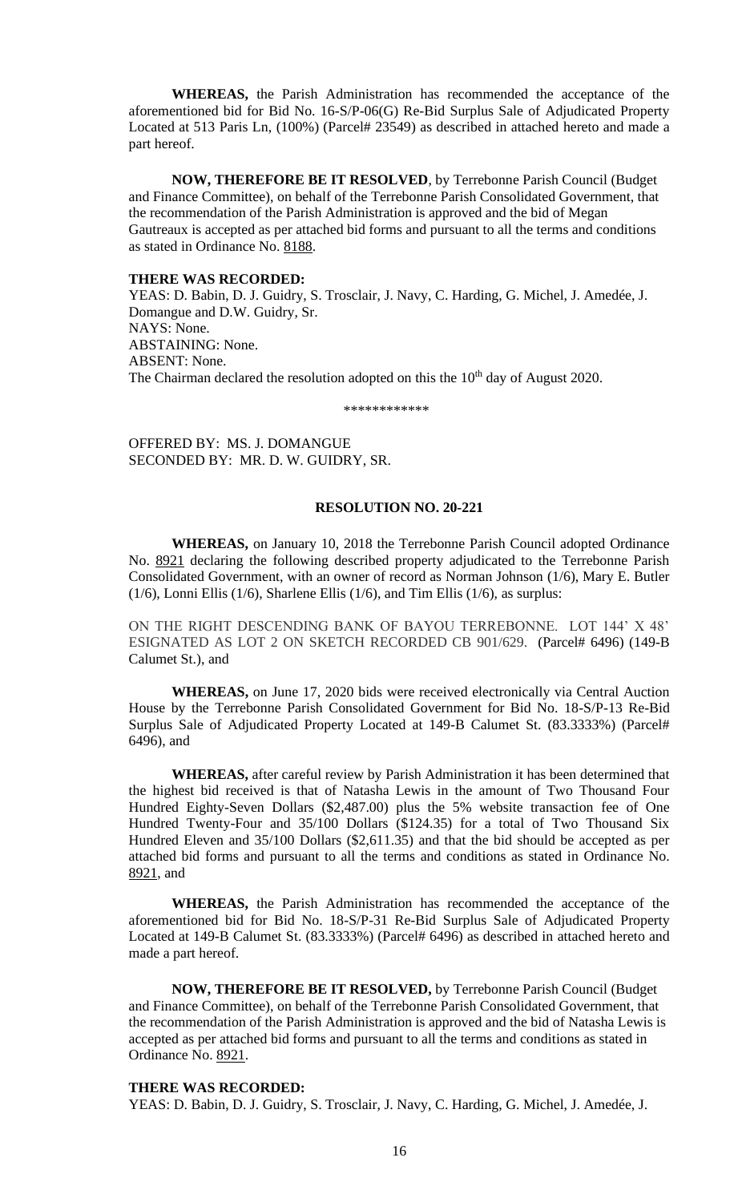**WHEREAS,** the Parish Administration has recommended the acceptance of the aforementioned bid for Bid No. 16-S/P-06(G) Re-Bid Surplus Sale of Adjudicated Property Located at 513 Paris Ln, (100%) (Parcel# 23549) as described in attached hereto and made a part hereof.

**NOW, THEREFORE BE IT RESOLVED**, by Terrebonne Parish Council (Budget and Finance Committee), on behalf of the Terrebonne Parish Consolidated Government, that the recommendation of the Parish Administration is approved and the bid of Megan Gautreaux is accepted as per attached bid forms and pursuant to all the terms and conditions as stated in Ordinance No. 8188.

**THERE WAS RECORDED:**

YEAS: D. Babin, D. J. Guidry, S. Trosclair, J. Navy, C. Harding, G. Michel, J. Amedée, J. Domangue and D.W. Guidry, Sr.
NAYS: None.
ABSTAINING: None.
ABSENT: None.
The Chairman declared the resolution adopted on this the 10th day of August 2020.

\*\*\*\*\*\*\*\*\*\*\*\*

OFFERED BY: MS. J. DOMANGUE
SECONDED BY: MR. D. W. GUIDRY, SR.

**RESOLUTION NO. 20-221**

**WHEREAS,** on January 10, 2018 the Terrebonne Parish Council adopted Ordinance No. 8921 declaring the following described property adjudicated to the Terrebonne Parish Consolidated Government, with an owner of record as Norman Johnson (1/6), Mary E. Butler (1/6), Lonni Ellis (1/6), Sharlene Ellis (1/6), and Tim Ellis (1/6), as surplus:

ON THE RIGHT DESCENDING BANK OF BAYOU TERREBONNE. LOT 144' X 48' ESIGNATED AS LOT 2 ON SKETCH RECORDED CB 901/629. (Parcel# 6496) (149-B Calumet St.), and

**WHEREAS,** on June 17, 2020 bids were received electronically via Central Auction House by the Terrebonne Parish Consolidated Government for Bid No. 18-S/P-13 Re-Bid Surplus Sale of Adjudicated Property Located at 149-B Calumet St. (83.3333%) (Parcel# 6496), and

**WHEREAS,** after careful review by Parish Administration it has been determined that the highest bid received is that of Natasha Lewis in the amount of Two Thousand Four Hundred Eighty-Seven Dollars ($2,487.00) plus the 5% website transaction fee of One Hundred Twenty-Four and 35/100 Dollars ($124.35) for a total of Two Thousand Six Hundred Eleven and 35/100 Dollars ($2,611.35) and that the bid should be accepted as per attached bid forms and pursuant to all the terms and conditions as stated in Ordinance No. 8921, and

**WHEREAS,** the Parish Administration has recommended the acceptance of the aforementioned bid for Bid No. 18-S/P-31 Re-Bid Surplus Sale of Adjudicated Property Located at 149-B Calumet St. (83.3333%) (Parcel# 6496) as described in attached hereto and made a part hereof.

**NOW, THEREFORE BE IT RESOLVED,** by Terrebonne Parish Council (Budget and Finance Committee), on behalf of the Terrebonne Parish Consolidated Government, that the recommendation of the Parish Administration is approved and the bid of Natasha Lewis is accepted as per attached bid forms and pursuant to all the terms and conditions as stated in Ordinance No. 8921.

**THERE WAS RECORDED:**

YEAS: D. Babin, D. J. Guidry, S. Trosclair, J. Navy, C. Harding, G. Michel, J. Amedée, J.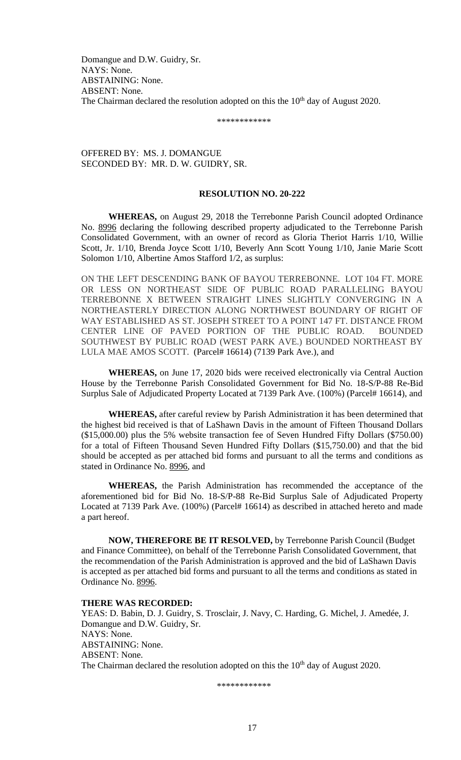Domangue and D.W. Guidry, Sr.
NAYS: None.
ABSTAINING: None.
ABSENT: None.
The Chairman declared the resolution adopted on this the 10th day of August 2020.

\*\*\*\*\*\*\*\*\*\*\*\*

OFFERED BY: MS. J. DOMANGUE
SECONDED BY: MR. D. W. GUIDRY, SR.

**RESOLUTION NO. 20-222**

**WHEREAS,** on August 29, 2018 the Terrebonne Parish Council adopted Ordinance No. 8996 declaring the following described property adjudicated to the Terrebonne Parish Consolidated Government, with an owner of record as Gloria Theriot Harris 1/10, Willie Scott, Jr. 1/10, Brenda Joyce Scott 1/10, Beverly Ann Scott Young 1/10, Janie Marie Scott Solomon 1/10, Albertine Amos Stafford 1/2, as surplus:

ON THE LEFT DESCENDING BANK OF BAYOU TERREBONNE. LOT 104 FT. MORE OR LESS ON NORTHEAST SIDE OF PUBLIC ROAD PARALLELING BAYOU TERREBONNE X BETWEEN STRAIGHT LINES SLIGHTLY CONVERGING IN A NORTHEASTERLY DIRECTION ALONG NORTHWEST BOUNDARY OF RIGHT OF WAY ESTABLISHED AS ST. JOSEPH STREET TO A POINT 147 FT. DISTANCE FROM CENTER LINE OF PAVED PORTION OF THE PUBLIC ROAD. BOUNDED SOUTHWEST BY PUBLIC ROAD (WEST PARK AVE.) BOUNDED NORTHEAST BY LULA MAE AMOS SCOTT. (Parcel# 16614) (7139 Park Ave.), and

**WHEREAS,** on June 17, 2020 bids were received electronically via Central Auction House by the Terrebonne Parish Consolidated Government for Bid No. 18-S/P-88 Re-Bid Surplus Sale of Adjudicated Property Located at 7139 Park Ave. (100%) (Parcel# 16614), and

**WHEREAS,** after careful review by Parish Administration it has been determined that the highest bid received is that of LaShawn Davis in the amount of Fifteen Thousand Dollars ($15,000.00) plus the 5% website transaction fee of Seven Hundred Fifty Dollars ($750.00) for a total of Fifteen Thousand Seven Hundred Fifty Dollars ($15,750.00) and that the bid should be accepted as per attached bid forms and pursuant to all the terms and conditions as stated in Ordinance No. 8996, and

**WHEREAS,** the Parish Administration has recommended the acceptance of the aforementioned bid for Bid No. 18-S/P-88 Re-Bid Surplus Sale of Adjudicated Property Located at 7139 Park Ave. (100%) (Parcel# 16614) as described in attached hereto and made a part hereof.

**NOW, THEREFORE BE IT RESOLVED,** by Terrebonne Parish Council (Budget and Finance Committee), on behalf of the Terrebonne Parish Consolidated Government, that the recommendation of the Parish Administration is approved and the bid of LaShawn Davis is accepted as per attached bid forms and pursuant to all the terms and conditions as stated in Ordinance No. 8996.

**THERE WAS RECORDED:**
YEAS: D. Babin, D. J. Guidry, S. Trosclair, J. Navy, C. Harding, G. Michel, J. Amedée, J. Domangue and D.W. Guidry, Sr.
NAYS: None.
ABSTAINING: None.
ABSENT: None.
The Chairman declared the resolution adopted on this the 10th day of August 2020.

\*\*\*\*\*\*\*\*\*\*\*\*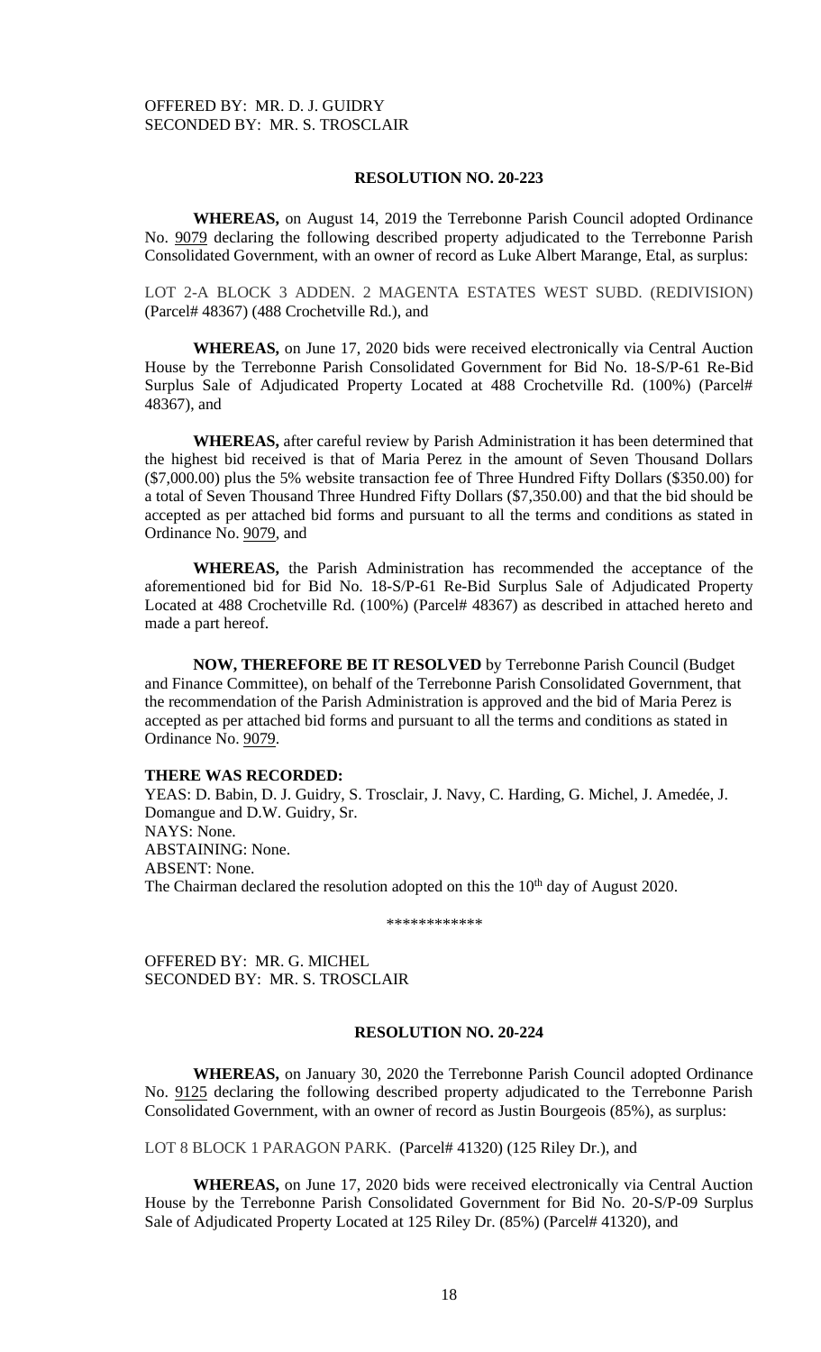OFFERED BY: MR. D. J. GUIDRY
SECONDED BY: MR. S. TROSCLAIR

**RESOLUTION NO. 20-223**

**WHEREAS,** on August 14, 2019 the Terrebonne Parish Council adopted Ordinance No. 9079 declaring the following described property adjudicated to the Terrebonne Parish Consolidated Government, with an owner of record as Luke Albert Marange, Etal, as surplus:

LOT 2-A BLOCK 3 ADDEN. 2 MAGENTA ESTATES WEST SUBD. (REDIVISION) (Parcel# 48367) (488 Crochetville Rd.), and

**WHEREAS,** on June 17, 2020 bids were received electronically via Central Auction House by the Terrebonne Parish Consolidated Government for Bid No. 18-S/P-61 Re-Bid Surplus Sale of Adjudicated Property Located at 488 Crochetville Rd. (100%) (Parcel# 48367), and

**WHEREAS,** after careful review by Parish Administration it has been determined that the highest bid received is that of Maria Perez in the amount of Seven Thousand Dollars ($7,000.00) plus the 5% website transaction fee of Three Hundred Fifty Dollars ($350.00) for a total of Seven Thousand Three Hundred Fifty Dollars ($7,350.00) and that the bid should be accepted as per attached bid forms and pursuant to all the terms and conditions as stated in Ordinance No. 9079, and

**WHEREAS,** the Parish Administration has recommended the acceptance of the aforementioned bid for Bid No. 18-S/P-61 Re-Bid Surplus Sale of Adjudicated Property Located at 488 Crochetville Rd. (100%) (Parcel# 48367) as described in attached hereto and made a part hereof.

**NOW, THEREFORE BE IT RESOLVED** by Terrebonne Parish Council (Budget and Finance Committee), on behalf of the Terrebonne Parish Consolidated Government, that the recommendation of the Parish Administration is approved and the bid of Maria Perez is accepted as per attached bid forms and pursuant to all the terms and conditions as stated in Ordinance No. 9079.

**THERE WAS RECORDED:**
YEAS: D. Babin, D. J. Guidry, S. Trosclair, J. Navy, C. Harding, G. Michel, J. Amedée, J. Domangue and D.W. Guidry, Sr.
NAYS: None.
ABSTAINING: None.
ABSENT: None.
The Chairman declared the resolution adopted on this the 10th day of August 2020.

\*\*\*\*\*\*\*\*\*\*\*\*

OFFERED BY: MR. G. MICHEL
SECONDED BY: MR. S. TROSCLAIR

**RESOLUTION NO. 20-224**

**WHEREAS,** on January 30, 2020 the Terrebonne Parish Council adopted Ordinance No. 9125 declaring the following described property adjudicated to the Terrebonne Parish Consolidated Government, with an owner of record as Justin Bourgeois (85%), as surplus:

LOT 8 BLOCK 1 PARAGON PARK. (Parcel# 41320) (125 Riley Dr.), and

**WHEREAS,** on June 17, 2020 bids were received electronically via Central Auction House by the Terrebonne Parish Consolidated Government for Bid No. 20-S/P-09 Surplus Sale of Adjudicated Property Located at 125 Riley Dr. (85%) (Parcel# 41320), and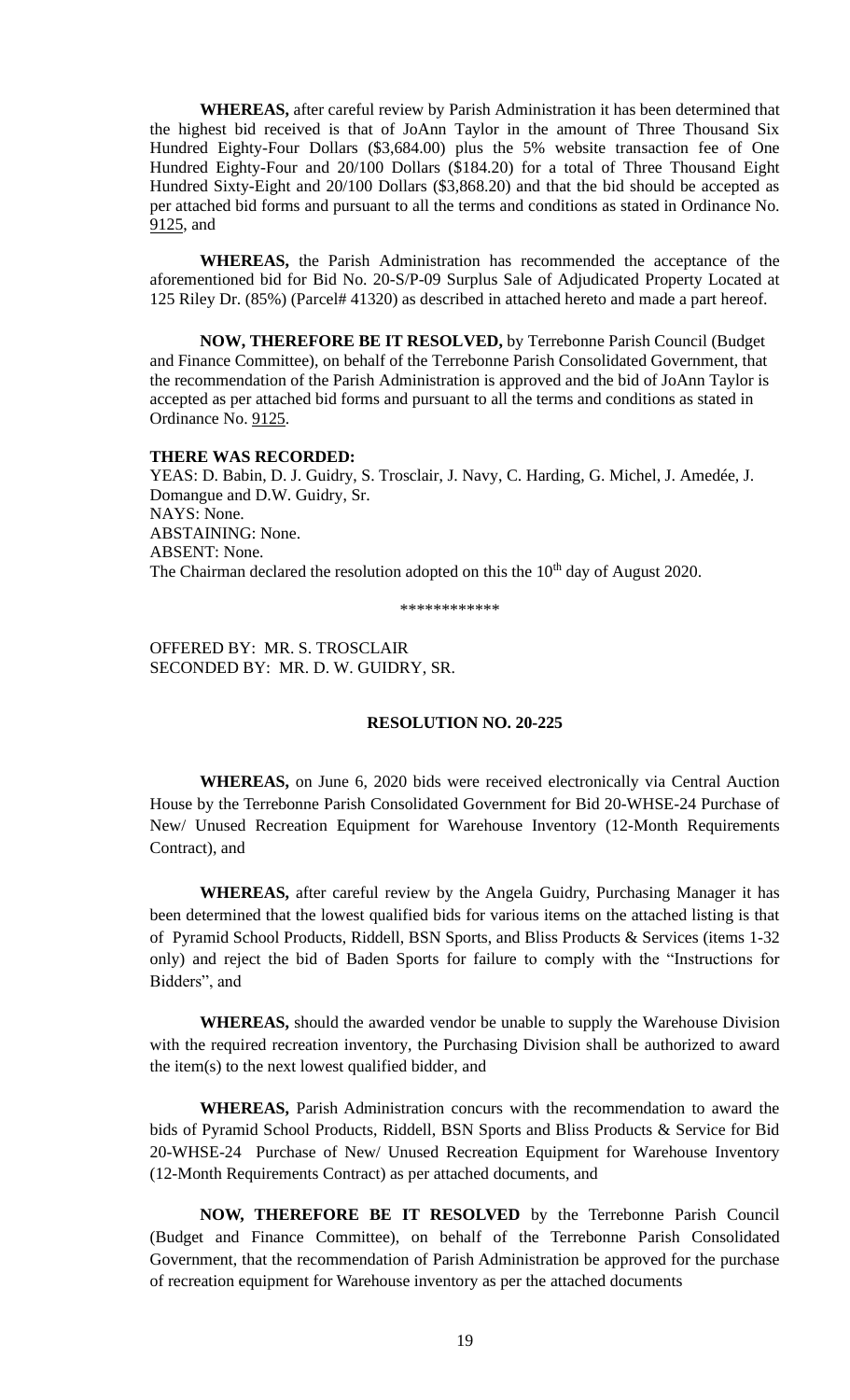**WHEREAS,** after careful review by Parish Administration it has been determined that the highest bid received is that of JoAnn Taylor in the amount of Three Thousand Six Hundred Eighty-Four Dollars ($3,684.00) plus the 5% website transaction fee of One Hundred Eighty-Four and 20/100 Dollars ($184.20) for a total of Three Thousand Eight Hundred Sixty-Eight and 20/100 Dollars ($3,868.20) and that the bid should be accepted as per attached bid forms and pursuant to all the terms and conditions as stated in Ordinance No. 9125, and

**WHEREAS,** the Parish Administration has recommended the acceptance of the aforementioned bid for Bid No. 20-S/P-09 Surplus Sale of Adjudicated Property Located at 125 Riley Dr. (85%) (Parcel# 41320) as described in attached hereto and made a part hereof.

**NOW, THEREFORE BE IT RESOLVED,** by Terrebonne Parish Council (Budget and Finance Committee), on behalf of the Terrebonne Parish Consolidated Government, that the recommendation of the Parish Administration is approved and the bid of JoAnn Taylor is accepted as per attached bid forms and pursuant to all the terms and conditions as stated in Ordinance No. 9125.

**THERE WAS RECORDED:**
YEAS: D. Babin, D. J. Guidry, S. Trosclair, J. Navy, C. Harding, G. Michel, J. Amedée, J. Domangue and D.W. Guidry, Sr.
NAYS: None.
ABSTAINING: None.
ABSENT: None.
The Chairman declared the resolution adopted on this the 10th day of August 2020.

\*\*\*\*\*\*\*\*\*\*\*\*

OFFERED BY: MR. S. TROSCLAIR
SECONDED BY: MR. D. W. GUIDRY, SR.

**RESOLUTION NO. 20-225**

**WHEREAS,** on June 6, 2020 bids were received electronically via Central Auction House by the Terrebonne Parish Consolidated Government for Bid 20-WHSE-24 Purchase of New/ Unused Recreation Equipment for Warehouse Inventory (12-Month Requirements Contract), and

**WHEREAS,** after careful review by the Angela Guidry, Purchasing Manager it has been determined that the lowest qualified bids for various items on the attached listing is that of Pyramid School Products, Riddell, BSN Sports, and Bliss Products & Services (items 1-32 only) and reject the bid of Baden Sports for failure to comply with the "Instructions for Bidders", and

**WHEREAS,** should the awarded vendor be unable to supply the Warehouse Division with the required recreation inventory, the Purchasing Division shall be authorized to award the item(s) to the next lowest qualified bidder, and

**WHEREAS,** Parish Administration concurs with the recommendation to award the bids of Pyramid School Products, Riddell, BSN Sports and Bliss Products & Service for Bid 20-WHSE-24 Purchase of New/ Unused Recreation Equipment for Warehouse Inventory (12-Month Requirements Contract) as per attached documents, and

**NOW, THEREFORE BE IT RESOLVED** by the Terrebonne Parish Council (Budget and Finance Committee), on behalf of the Terrebonne Parish Consolidated Government, that the recommendation of Parish Administration be approved for the purchase of recreation equipment for Warehouse inventory as per the attached documents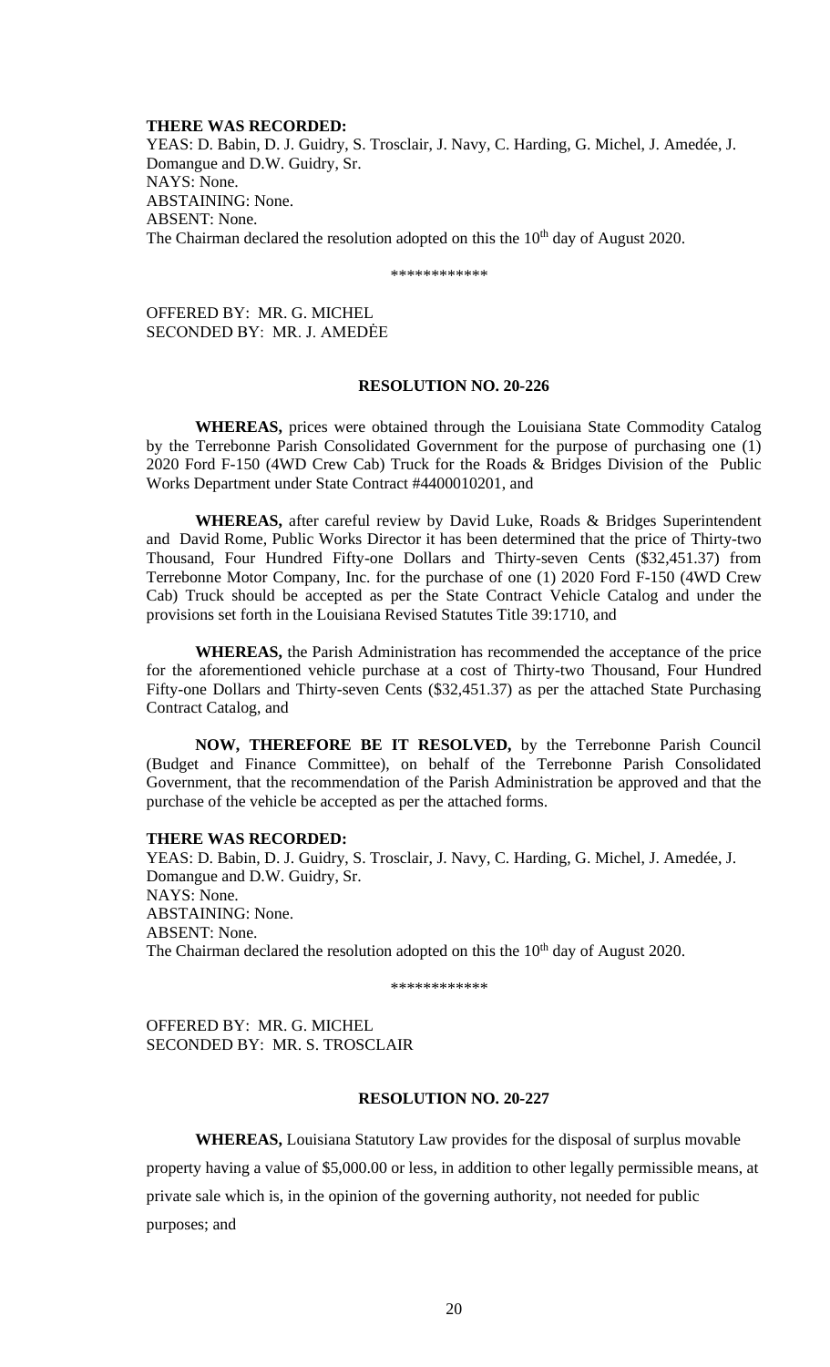**THERE WAS RECORDED:**

YEAS: D. Babin, D. J. Guidry, S. Trosclair, J. Navy, C. Harding, G. Michel, J. Amedée, J. Domangue and D.W. Guidry, Sr.
NAYS: None.
ABSTAINING: None.
ABSENT: None.
The Chairman declared the resolution adopted on this the 10th day of August 2020.

\*\*\*\*\*\*\*\*\*\*\*\*

OFFERED BY: MR. G. MICHEL
SECONDED BY: MR. J. AMEDĖE

**RESOLUTION NO. 20-226**

**WHEREAS,** prices were obtained through the Louisiana State Commodity Catalog by the Terrebonne Parish Consolidated Government for the purpose of purchasing one (1) 2020 Ford F-150 (4WD Crew Cab) Truck for the Roads & Bridges Division of the Public Works Department under State Contract #4400010201, and

**WHEREAS,** after careful review by David Luke, Roads & Bridges Superintendent and David Rome, Public Works Director it has been determined that the price of Thirty-two Thousand, Four Hundred Fifty-one Dollars and Thirty-seven Cents ($32,451.37) from Terrebonne Motor Company, Inc. for the purchase of one (1) 2020 Ford F-150 (4WD Crew Cab) Truck should be accepted as per the State Contract Vehicle Catalog and under the provisions set forth in the Louisiana Revised Statutes Title 39:1710, and

**WHEREAS,** the Parish Administration has recommended the acceptance of the price for the aforementioned vehicle purchase at a cost of Thirty-two Thousand, Four Hundred Fifty-one Dollars and Thirty-seven Cents ($32,451.37) as per the attached State Purchasing Contract Catalog, and

**NOW, THEREFORE BE IT RESOLVED,** by the Terrebonne Parish Council (Budget and Finance Committee), on behalf of the Terrebonne Parish Consolidated Government, that the recommendation of the Parish Administration be approved and that the purchase of the vehicle be accepted as per the attached forms.

**THERE WAS RECORDED:**

YEAS: D. Babin, D. J. Guidry, S. Trosclair, J. Navy, C. Harding, G. Michel, J. Amedée, J. Domangue and D.W. Guidry, Sr.
NAYS: None.
ABSTAINING: None.
ABSENT: None.
The Chairman declared the resolution adopted on this the 10th day of August 2020.

\*\*\*\*\*\*\*\*\*\*\*\*

OFFERED BY: MR. G. MICHEL
SECONDED BY: MR. S. TROSCLAIR

**RESOLUTION NO. 20-227**

**WHEREAS,** Louisiana Statutory Law provides for the disposal of surplus movable property having a value of $5,000.00 or less, in addition to other legally permissible means, at private sale which is, in the opinion of the governing authority, not needed for public purposes; and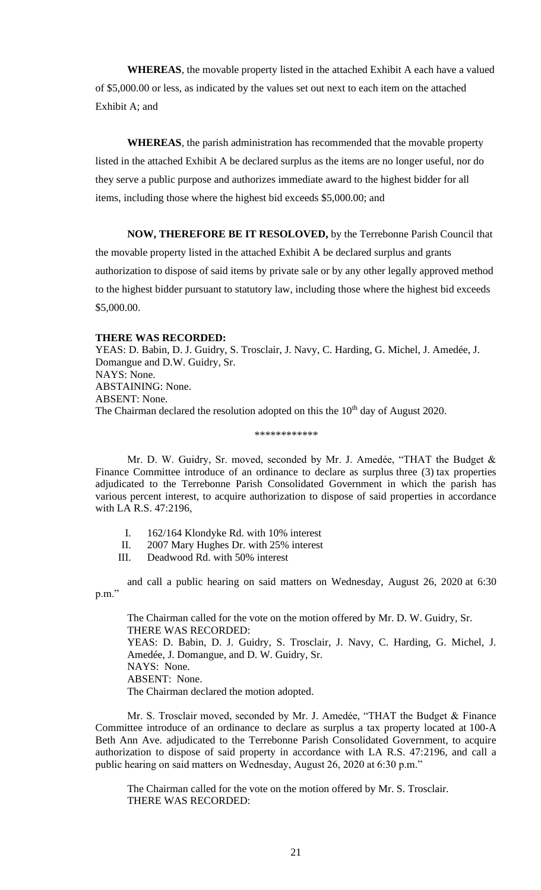**WHEREAS**, the movable property listed in the attached Exhibit A each have a valued of $5,000.00 or less, as indicated by the values set out next to each item on the attached Exhibit A; and

**WHEREAS**, the parish administration has recommended that the movable property listed in the attached Exhibit A be declared surplus as the items are no longer useful, nor do they serve a public purpose and authorizes immediate award to the highest bidder for all items, including those where the highest bid exceeds $5,000.00; and

**NOW, THEREFORE BE IT RESOLOVED,** by the Terrebonne Parish Council that the movable property listed in the attached Exhibit A be declared surplus and grants authorization to dispose of said items by private sale or by any other legally approved method to the highest bidder pursuant to statutory law, including those where the highest bid exceeds $5,000.00.

**THERE WAS RECORDED:**
YEAS: D. Babin, D. J. Guidry, S. Trosclair, J. Navy, C. Harding, G. Michel, J. Amedée, J. Domangue and D.W. Guidry, Sr.
NAYS: None.
ABSTAINING: None.
ABSENT: None.
The Chairman declared the resolution adopted on this the 10th day of August 2020.

\*\*\*\*\*\*\*\*\*\*\*\*

Mr. D. W. Guidry, Sr. moved, seconded by Mr. J. Amedée, "THAT the Budget & Finance Committee introduce of an ordinance to declare as surplus three (3) tax properties adjudicated to the Terrebonne Parish Consolidated Government in which the parish has various percent interest, to acquire authorization to dispose of said properties in accordance with LA R.S. 47:2196,

I. 162/164 Klondyke Rd. with 10% interest
II. 2007 Mary Hughes Dr. with 25% interest
III. Deadwood Rd. with 50% interest

and call a public hearing on said matters on Wednesday, August 26, 2020 at 6:30 p.m."

The Chairman called for the vote on the motion offered by Mr. D. W. Guidry, Sr.
THERE WAS RECORDED:
YEAS: D. Babin, D. J. Guidry, S. Trosclair, J. Navy, C. Harding, G. Michel, J. Amedée, J. Domangue, and D. W. Guidry, Sr.
NAYS: None.
ABSENT: None.
The Chairman declared the motion adopted.

Mr. S. Trosclair moved, seconded by Mr. J. Amedée, "THAT the Budget & Finance Committee introduce of an ordinance to declare as surplus a tax property located at 100-A Beth Ann Ave. adjudicated to the Terrebonne Parish Consolidated Government, to acquire authorization to dispose of said property in accordance with LA R.S. 47:2196, and call a public hearing on said matters on Wednesday, August 26, 2020 at 6:30 p.m."

The Chairman called for the vote on the motion offered by Mr. S. Trosclair.
THERE WAS RECORDED: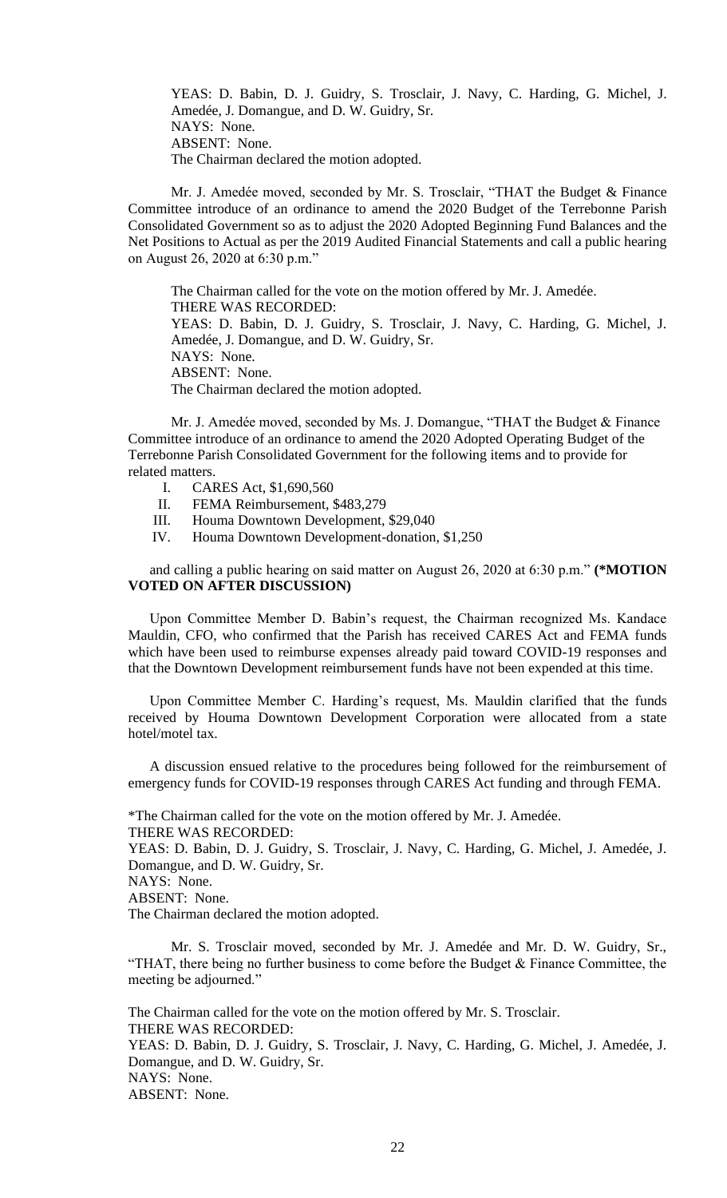YEAS: D. Babin, D. J. Guidry, S. Trosclair, J. Navy, C. Harding, G. Michel, J. Amedée, J. Domangue, and D. W. Guidry, Sr.
NAYS: None.
ABSENT: None.
The Chairman declared the motion adopted.

Mr. J. Amedée moved, seconded by Mr. S. Trosclair, "THAT the Budget & Finance Committee introduce of an ordinance to amend the 2020 Budget of the Terrebonne Parish Consolidated Government so as to adjust the 2020 Adopted Beginning Fund Balances and the Net Positions to Actual as per the 2019 Audited Financial Statements and call a public hearing on August 26, 2020 at 6:30 p.m."

The Chairman called for the vote on the motion offered by Mr. J. Amedée.
THERE WAS RECORDED:
YEAS: D. Babin, D. J. Guidry, S. Trosclair, J. Navy, C. Harding, G. Michel, J. Amedée, J. Domangue, and D. W. Guidry, Sr.
NAYS: None.
ABSENT: None.
The Chairman declared the motion adopted.

Mr. J. Amedée moved, seconded by Ms. J. Domangue, "THAT the Budget & Finance Committee introduce of an ordinance to amend the 2020 Adopted Operating Budget of the Terrebonne Parish Consolidated Government for the following items and to provide for related matters.

I. CARES Act, $1,690,560
II. FEMA Reimbursement, $483,279
III. Houma Downtown Development, $29,040
IV. Houma Downtown Development-donation, $1,250

and calling a public hearing on said matter on August 26, 2020 at 6:30 p.m." **(*MOTION VOTED ON AFTER DISCUSSION)**

Upon Committee Member D. Babin's request, the Chairman recognized Ms. Kandace Mauldin, CFO, who confirmed that the Parish has received CARES Act and FEMA funds which have been used to reimburse expenses already paid toward COVID-19 responses and that the Downtown Development reimbursement funds have not been expended at this time.

Upon Committee Member C. Harding's request, Ms. Mauldin clarified that the funds received by Houma Downtown Development Corporation were allocated from a state hotel/motel tax.

A discussion ensued relative to the procedures being followed for the reimbursement of emergency funds for COVID-19 responses through CARES Act funding and through FEMA.

*The Chairman called for the vote on the motion offered by Mr. J. Amedée.
THERE WAS RECORDED:
YEAS: D. Babin, D. J. Guidry, S. Trosclair, J. Navy, C. Harding, G. Michel, J. Amedée, J. Domangue, and D. W. Guidry, Sr.
NAYS: None.
ABSENT: None.
The Chairman declared the motion adopted.

Mr. S. Trosclair moved, seconded by Mr. J. Amedée and Mr. D. W. Guidry, Sr., "THAT, there being no further business to come before the Budget & Finance Committee, the meeting be adjourned."

The Chairman called for the vote on the motion offered by Mr. S. Trosclair.
THERE WAS RECORDED:
YEAS: D. Babin, D. J. Guidry, S. Trosclair, J. Navy, C. Harding, G. Michel, J. Amedée, J. Domangue, and D. W. Guidry, Sr.
NAYS: None.
ABSENT: None.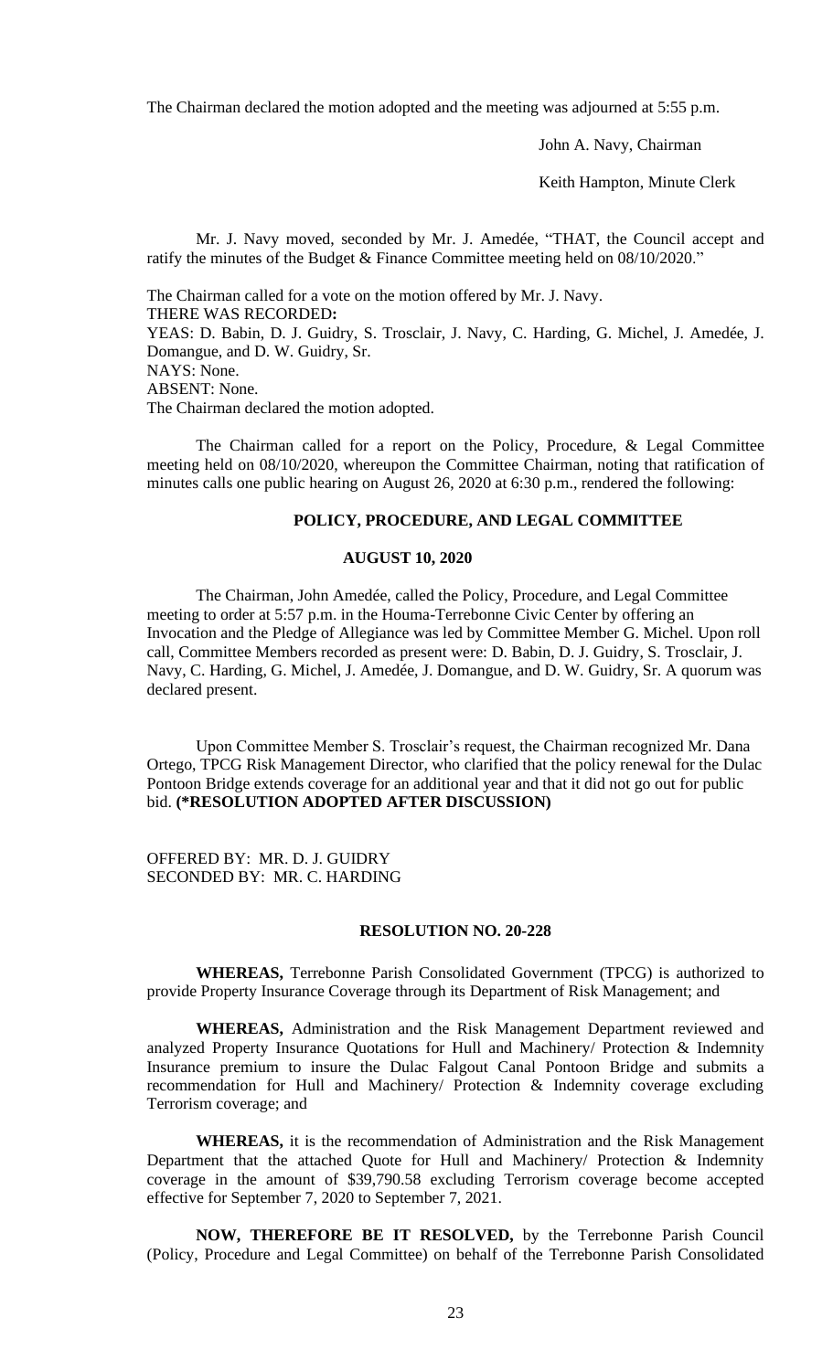The Chairman declared the motion adopted and the meeting was adjourned at 5:55 p.m.

John A. Navy, Chairman

Keith Hampton, Minute Clerk

Mr. J. Navy moved, seconded by Mr. J. Amedée, "THAT, the Council accept and ratify the minutes of the Budget & Finance Committee meeting held on 08/10/2020."

The Chairman called for a vote on the motion offered by Mr. J. Navy.
THERE WAS RECORDED**:**
YEAS: D. Babin, D. J. Guidry, S. Trosclair, J. Navy, C. Harding, G. Michel, J. Amedée, J. Domangue, and D. W. Guidry, Sr.
NAYS: None.
ABSENT: None.
The Chairman declared the motion adopted.

The Chairman called for a report on the Policy, Procedure, & Legal Committee meeting held on 08/10/2020, whereupon the Committee Chairman, noting that ratification of minutes calls one public hearing on August 26, 2020 at 6:30 p.m., rendered the following:

**POLICY, PROCEDURE, AND LEGAL COMMITTEE**

**AUGUST 10, 2020**

The Chairman, John Amedée, called the Policy, Procedure, and Legal Committee meeting to order at 5:57 p.m. in the Houma-Terrebonne Civic Center by offering an Invocation and the Pledge of Allegiance was led by Committee Member G. Michel. Upon roll call, Committee Members recorded as present were: D. Babin, D. J. Guidry, S. Trosclair, J. Navy, C. Harding, G. Michel, J. Amedée, J. Domangue, and D. W. Guidry, Sr. A quorum was declared present.

Upon Committee Member S. Trosclair's request, the Chairman recognized Mr. Dana Ortego, TPCG Risk Management Director, who clarified that the policy renewal for the Dulac Pontoon Bridge extends coverage for an additional year and that it did not go out for public bid. **(*RESOLUTION ADOPTED AFTER DISCUSSION)**

OFFERED BY: MR. D. J. GUIDRY
SECONDED BY: MR. C. HARDING

**RESOLUTION NO. 20-228**

**WHEREAS,** Terrebonne Parish Consolidated Government (TPCG) is authorized to provide Property Insurance Coverage through its Department of Risk Management; and

**WHEREAS,** Administration and the Risk Management Department reviewed and analyzed Property Insurance Quotations for Hull and Machinery/ Protection & Indemnity Insurance premium to insure the Dulac Falgout Canal Pontoon Bridge and submits a recommendation for Hull and Machinery/ Protection & Indemnity coverage excluding Terrorism coverage; and

**WHEREAS,** it is the recommendation of Administration and the Risk Management Department that the attached Quote for Hull and Machinery/ Protection & Indemnity coverage in the amount of $39,790.58 excluding Terrorism coverage become accepted effective for September 7, 2020 to September 7, 2021.

**NOW, THEREFORE BE IT RESOLVED,** by the Terrebonne Parish Council (Policy, Procedure and Legal Committee) on behalf of the Terrebonne Parish Consolidated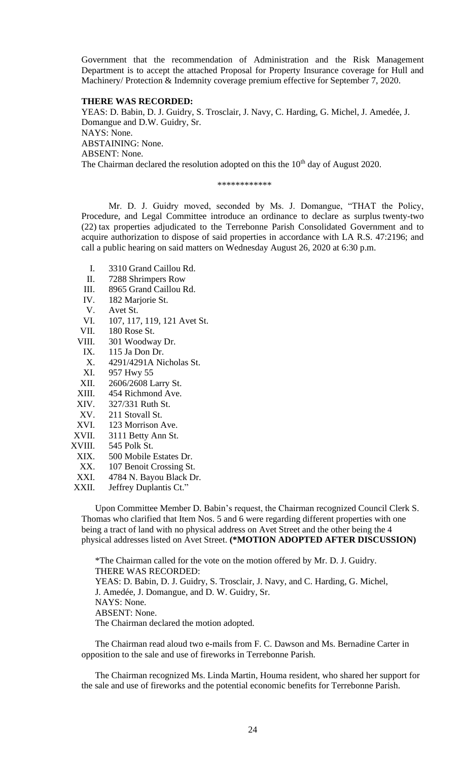Government that the recommendation of Administration and the Risk Management Department is to accept the attached Proposal for Property Insurance coverage for Hull and Machinery/ Protection & Indemnity coverage premium effective for September 7, 2020.

**THERE WAS RECORDED:**

YEAS: D. Babin, D. J. Guidry, S. Trosclair, J. Navy, C. Harding, G. Michel, J. Amedée, J. Domangue and D.W. Guidry, Sr.
NAYS: None.
ABSTAINING: None.
ABSENT: None.
The Chairman declared the resolution adopted on this the 10th day of August 2020.

\*\*\*\*\*\*\*\*\*\*\*\*

Mr. D. J. Guidry moved, seconded by Ms. J. Domangue, "THAT the Policy, Procedure, and Legal Committee introduce an ordinance to declare as surplus twenty-two (22) tax properties adjudicated to the Terrebonne Parish Consolidated Government and to acquire authorization to dispose of said properties in accordance with LA R.S. 47:2196; and call a public hearing on said matters on Wednesday August 26, 2020 at 6:30 p.m.

I. 3310 Grand Caillou Rd.
II. 7288 Shrimpers Row
III. 8965 Grand Caillou Rd.
IV. 182 Marjorie St.
V. Avet St.
VI. 107, 117, 119, 121 Avet St.
VII. 180 Rose St.
VIII. 301 Woodway Dr.
IX. 115 Ja Don Dr.
X. 4291/4291A Nicholas St.
XI. 957 Hwy 55
XII. 2606/2608 Larry St.
XIII. 454 Richmond Ave.
XIV. 327/331 Ruth St.
XV. 211 Stovall St.
XVI. 123 Morrison Ave.
XVII. 3111 Betty Ann St.
XVIII. 545 Polk St.
XIX. 500 Mobile Estates Dr.
XX. 107 Benoit Crossing St.
XXI. 4784 N. Bayou Black Dr.
XXII. Jeffrey Duplantis Ct."

Upon Committee Member D. Babin's request, the Chairman recognized Council Clerk S. Thomas who clarified that Item Nos. 5 and 6 were regarding different properties with one being a tract of land with no physical address on Avet Street and the other being the 4 physical addresses listed on Avet Street. **(\*MOTION ADOPTED AFTER DISCUSSION)**

\*The Chairman called for the vote on the motion offered by Mr. D. J. Guidry.
THERE WAS RECORDED:
YEAS: D. Babin, D. J. Guidry, S. Trosclair, J. Navy, and C. Harding, G. Michel, J. Amedée, J. Domangue, and D. W. Guidry, Sr.
NAYS: None.
ABSENT: None.
The Chairman declared the motion adopted.

The Chairman read aloud two e-mails from F. C. Dawson and Ms. Bernadine Carter in opposition to the sale and use of fireworks in Terrebonne Parish.

The Chairman recognized Ms. Linda Martin, Houma resident, who shared her support for the sale and use of fireworks and the potential economic benefits for Terrebonne Parish.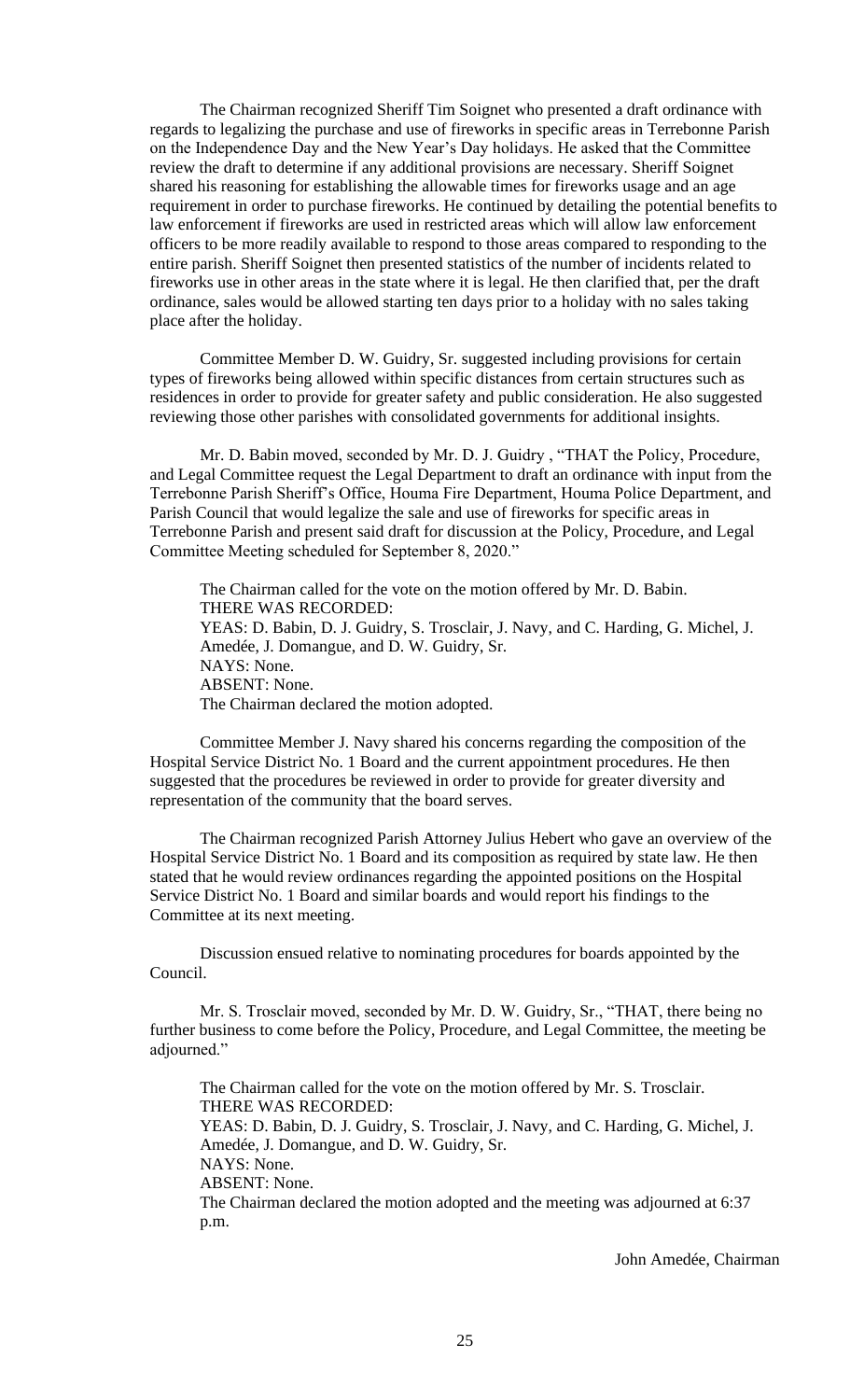The Chairman recognized Sheriff Tim Soignet who presented a draft ordinance with regards to legalizing the purchase and use of fireworks in specific areas in Terrebonne Parish on the Independence Day and the New Year's Day holidays. He asked that the Committee review the draft to determine if any additional provisions are necessary. Sheriff Soignet shared his reasoning for establishing the allowable times for fireworks usage and an age requirement in order to purchase fireworks. He continued by detailing the potential benefits to law enforcement if fireworks are used in restricted areas which will allow law enforcement officers to be more readily available to respond to those areas compared to responding to the entire parish. Sheriff Soignet then presented statistics of the number of incidents related to fireworks use in other areas in the state where it is legal. He then clarified that, per the draft ordinance, sales would be allowed starting ten days prior to a holiday with no sales taking place after the holiday.

Committee Member D. W. Guidry, Sr. suggested including provisions for certain types of fireworks being allowed within specific distances from certain structures such as residences in order to provide for greater safety and public consideration. He also suggested reviewing those other parishes with consolidated governments for additional insights.

Mr. D. Babin moved, seconded by Mr. D. J. Guidry , "THAT the Policy, Procedure, and Legal Committee request the Legal Department to draft an ordinance with input from the Terrebonne Parish Sheriff's Office, Houma Fire Department, Houma Police Department, and Parish Council that would legalize the sale and use of fireworks for specific areas in Terrebonne Parish and present said draft for discussion at the Policy, Procedure, and Legal Committee Meeting scheduled for September 8, 2020."

The Chairman called for the vote on the motion offered by Mr. D. Babin.
THERE WAS RECORDED:
YEAS: D. Babin, D. J. Guidry, S. Trosclair, J. Navy, and C. Harding, G. Michel, J. Amedée, J. Domangue, and D. W. Guidry, Sr.
NAYS: None.
ABSENT: None.
The Chairman declared the motion adopted.

Committee Member J. Navy shared his concerns regarding the composition of the Hospital Service District No. 1 Board and the current appointment procedures. He then suggested that the procedures be reviewed in order to provide for greater diversity and representation of the community that the board serves.

The Chairman recognized Parish Attorney Julius Hebert who gave an overview of the Hospital Service District No. 1 Board and its composition as required by state law. He then stated that he would review ordinances regarding the appointed positions on the Hospital Service District No. 1 Board and similar boards and would report his findings to the Committee at its next meeting.

Discussion ensued relative to nominating procedures for boards appointed by the Council.

Mr. S. Trosclair moved, seconded by Mr. D. W. Guidry, Sr., "THAT, there being no further business to come before the Policy, Procedure, and Legal Committee, the meeting be adjourned."

The Chairman called for the vote on the motion offered by Mr. S. Trosclair.
THERE WAS RECORDED:
YEAS: D. Babin, D. J. Guidry, S. Trosclair, J. Navy, and C. Harding, G. Michel, J. Amedée, J. Domangue, and D. W. Guidry, Sr.
NAYS: None.
ABSENT: None.
The Chairman declared the motion adopted and the meeting was adjourned at 6:37 p.m.

John Amedée, Chairman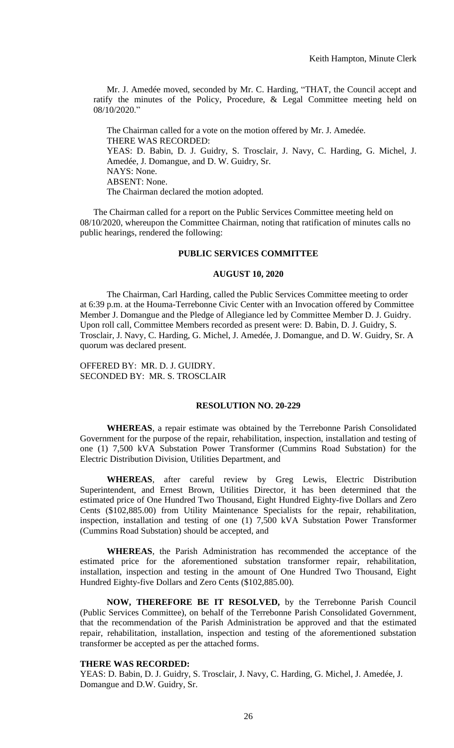Keith Hampton, Minute Clerk

Mr. J. Amedée moved, seconded by Mr. C. Harding, "THAT, the Council accept and ratify the minutes of the Policy, Procedure, & Legal Committee meeting held on 08/10/2020."

The Chairman called for a vote on the motion offered by Mr. J. Amedée.
THERE WAS RECORDED:
YEAS: D. Babin, D. J. Guidry, S. Trosclair, J. Navy, C. Harding, G. Michel, J. Amedée, J. Domangue, and D. W. Guidry, Sr.
NAYS: None.
ABSENT: None.
The Chairman declared the motion adopted.

The Chairman called for a report on the Public Services Committee meeting held on 08/10/2020, whereupon the Committee Chairman, noting that ratification of minutes calls no public hearings, rendered the following:

**PUBLIC SERVICES COMMITTEE**

**AUGUST 10, 2020**

The Chairman, Carl Harding, called the Public Services Committee meeting to order at 6:39 p.m. at the Houma-Terrebonne Civic Center with an Invocation offered by Committee Member J. Domangue and the Pledge of Allegiance led by Committee Member D. J. Guidry. Upon roll call, Committee Members recorded as present were: D. Babin, D. J. Guidry, S. Trosclair, J. Navy, C. Harding, G. Michel, J. Amedée, J. Domangue, and D. W. Guidry, Sr. A quorum was declared present.

OFFERED BY: MR. D. J. GUIDRY.
SECONDED BY: MR. S. TROSCLAIR

**RESOLUTION NO. 20-229**

**WHEREAS**, a repair estimate was obtained by the Terrebonne Parish Consolidated Government for the purpose of the repair, rehabilitation, inspection, installation and testing of one (1) 7,500 kVA Substation Power Transformer (Cummins Road Substation) for the Electric Distribution Division, Utilities Department, and

**WHEREAS**, after careful review by Greg Lewis, Electric Distribution Superintendent, and Ernest Brown, Utilities Director, it has been determined that the estimated price of One Hundred Two Thousand, Eight Hundred Eighty-five Dollars and Zero Cents ($102,885.00) from Utility Maintenance Specialists for the repair, rehabilitation, inspection, installation and testing of one (1) 7,500 kVA Substation Power Transformer (Cummins Road Substation) should be accepted, and

**WHEREAS**, the Parish Administration has recommended the acceptance of the estimated price for the aforementioned substation transformer repair, rehabilitation, installation, inspection and testing in the amount of One Hundred Two Thousand, Eight Hundred Eighty-five Dollars and Zero Cents ($102,885.00).

**NOW, THEREFORE BE IT RESOLVED,** by the Terrebonne Parish Council (Public Services Committee), on behalf of the Terrebonne Parish Consolidated Government, that the recommendation of the Parish Administration be approved and that the estimated repair, rehabilitation, installation, inspection and testing of the aforementioned substation transformer be accepted as per the attached forms.

**THERE WAS RECORDED:**
YEAS: D. Babin, D. J. Guidry, S. Trosclair, J. Navy, C. Harding, G. Michel, J. Amedée, J. Domangue and D.W. Guidry, Sr.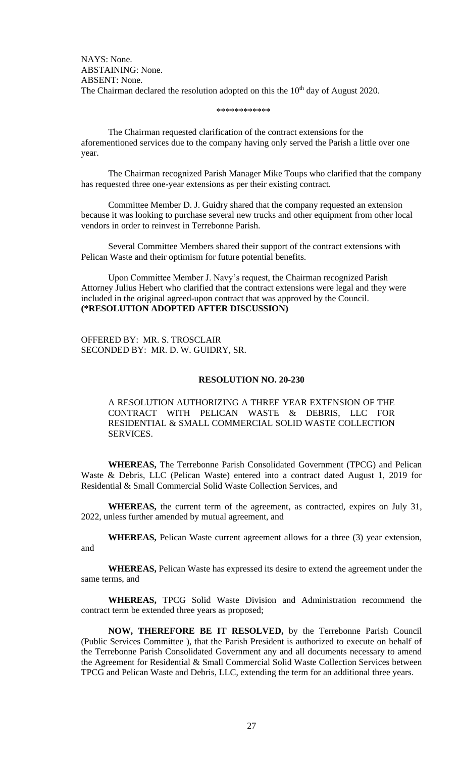NAYS: None.
ABSTAINING: None.
ABSENT: None.
The Chairman declared the resolution adopted on this the 10th day of August 2020.

\*\*\*\*\*\*\*\*\*\*\*\*

The Chairman requested clarification of the contract extensions for the aforementioned services due to the company having only served the Parish a little over one year.

The Chairman recognized Parish Manager Mike Toups who clarified that the company has requested three one-year extensions as per their existing contract.

Committee Member D. J. Guidry shared that the company requested an extension because it was looking to purchase several new trucks and other equipment from other local vendors in order to reinvest in Terrebonne Parish.

Several Committee Members shared their support of the contract extensions with Pelican Waste and their optimism for future potential benefits.

Upon Committee Member J. Navy's request, the Chairman recognized Parish Attorney Julius Hebert who clarified that the contract extensions were legal and they were included in the original agreed-upon contract that was approved by the Council.
**(\*RESOLUTION ADOPTED AFTER DISCUSSION)**

OFFERED BY: MR. S. TROSCLAIR
SECONDED BY: MR. D. W. GUIDRY, SR.

**RESOLUTION NO. 20-230**

A RESOLUTION AUTHORIZING A THREE YEAR EXTENSION OF THE CONTRACT WITH PELICAN WASTE & DEBRIS, LLC FOR RESIDENTIAL & SMALL COMMERCIAL SOLID WASTE COLLECTION SERVICES.

**WHEREAS,** The Terrebonne Parish Consolidated Government (TPCG) and Pelican Waste & Debris, LLC (Pelican Waste) entered into a contract dated August 1, 2019 for Residential & Small Commercial Solid Waste Collection Services, and

**WHEREAS,** the current term of the agreement, as contracted, expires on July 31, 2022, unless further amended by mutual agreement, and

**WHEREAS,** Pelican Waste current agreement allows for a three (3) year extension, and

**WHEREAS,** Pelican Waste has expressed its desire to extend the agreement under the same terms, and

**WHEREAS,** TPCG Solid Waste Division and Administration recommend the contract term be extended three years as proposed;

**NOW, THEREFORE BE IT RESOLVED,** by the Terrebonne Parish Council (Public Services Committee ), that the Parish President is authorized to execute on behalf of the Terrebonne Parish Consolidated Government any and all documents necessary to amend the Agreement for Residential & Small Commercial Solid Waste Collection Services between TPCG and Pelican Waste and Debris, LLC, extending the term for an additional three years.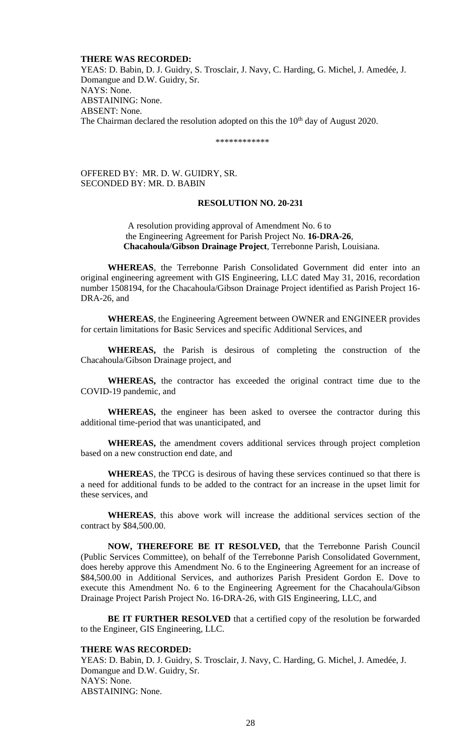**THERE WAS RECORDED:**
YEAS: D. Babin, D. J. Guidry, S. Trosclair, J. Navy, C. Harding, G. Michel, J. Amedée, J. Domangue and D.W. Guidry, Sr.
NAYS: None.
ABSTAINING: None.
ABSENT: None.
The Chairman declared the resolution adopted on this the 10th day of August 2020.

\*\*\*\*\*\*\*\*\*\*\*\*

OFFERED BY: MR. D. W. GUIDRY, SR.
SECONDED BY: MR. D. BABIN

**RESOLUTION NO. 20-231**

A resolution providing approval of Amendment No. 6 to the Engineering Agreement for Parish Project No. **16-DRA-26**, **Chacahoula/Gibson Drainage Project**, Terrebonne Parish, Louisiana.

**WHEREAS**, the Terrebonne Parish Consolidated Government did enter into an original engineering agreement with GIS Engineering, LLC dated May 31, 2016, recordation number 1508194, for the Chacahoula/Gibson Drainage Project identified as Parish Project 16-DRA-26, and

**WHEREAS**, the Engineering Agreement between OWNER and ENGINEER provides for certain limitations for Basic Services and specific Additional Services, and

**WHEREAS,** the Parish is desirous of completing the construction of the Chacahoula/Gibson Drainage project, and

**WHEREAS,** the contractor has exceeded the original contract time due to the COVID-19 pandemic, and

**WHEREAS,** the engineer has been asked to oversee the contractor during this additional time-period that was unanticipated, and

**WHEREAS,** the amendment covers additional services through project completion based on a new construction end date, and

**WHEREA**S, the TPCG is desirous of having these services continued so that there is a need for additional funds to be added to the contract for an increase in the upset limit for these services, and

**WHEREAS**, this above work will increase the additional services section of the contract by $84,500.00.

**NOW, THEREFORE BE IT RESOLVED,** that the Terrebonne Parish Council (Public Services Committee), on behalf of the Terrebonne Parish Consolidated Government, does hereby approve this Amendment No. 6 to the Engineering Agreement for an increase of $84,500.00 in Additional Services, and authorizes Parish President Gordon E. Dove to execute this Amendment No. 6 to the Engineering Agreement for the Chacahoula/Gibson Drainage Project Parish Project No. 16-DRA-26, with GIS Engineering, LLC, and

**BE IT FURTHER RESOLVED** that a certified copy of the resolution be forwarded to the Engineer, GIS Engineering, LLC.

**THERE WAS RECORDED:**
YEAS: D. Babin, D. J. Guidry, S. Trosclair, J. Navy, C. Harding, G. Michel, J. Amedée, J. Domangue and D.W. Guidry, Sr.
NAYS: None.
ABSTAINING: None.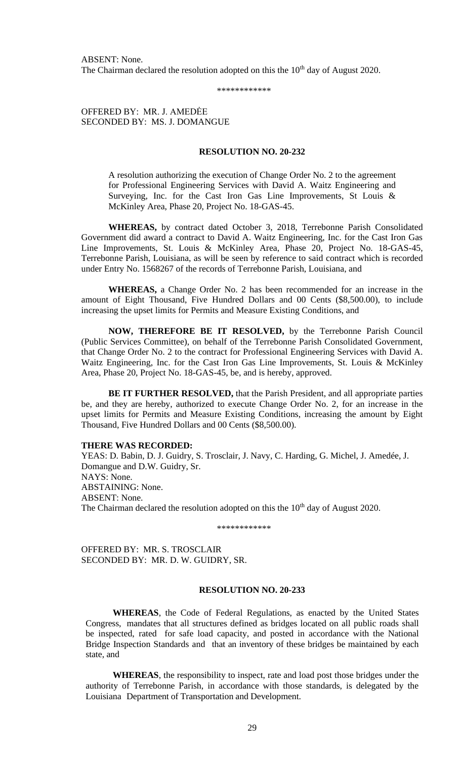ABSENT: None.
The Chairman declared the resolution adopted on this the 10th day of August 2020.

\*\*\*\*\*\*\*\*\*\*\*\*

OFFERED BY: MR. J. AMEDĖE
SECONDED BY: MS. J. DOMANGUE

**RESOLUTION NO. 20-232**

A resolution authorizing the execution of Change Order No. 2 to the agreement for Professional Engineering Services with David A. Waitz Engineering and Surveying, Inc. for the Cast Iron Gas Line Improvements, St Louis & McKinley Area, Phase 20, Project No. 18-GAS-45.

**WHEREAS,** by contract dated October 3, 2018, Terrebonne Parish Consolidated Government did award a contract to David A. Waitz Engineering, Inc. for the Cast Iron Gas Line Improvements, St. Louis & McKinley Area, Phase 20, Project No. 18-GAS-45, Terrebonne Parish, Louisiana, as will be seen by reference to said contract which is recorded under Entry No. 1568267 of the records of Terrebonne Parish, Louisiana, and

**WHEREAS,** a Change Order No. 2 has been recommended for an increase in the amount of Eight Thousand, Five Hundred Dollars and 00 Cents ($8,500.00), to include increasing the upset limits for Permits and Measure Existing Conditions, and

**NOW, THEREFORE BE IT RESOLVED,** by the Terrebonne Parish Council (Public Services Committee), on behalf of the Terrebonne Parish Consolidated Government, that Change Order No. 2 to the contract for Professional Engineering Services with David A. Waitz Engineering, Inc. for the Cast Iron Gas Line Improvements, St. Louis & McKinley Area, Phase 20, Project No. 18-GAS-45, be, and is hereby, approved.

**BE IT FURTHER RESOLVED,** that the Parish President, and all appropriate parties be, and they are hereby, authorized to execute Change Order No. 2, for an increase in the upset limits for Permits and Measure Existing Conditions, increasing the amount by Eight Thousand, Five Hundred Dollars and 00 Cents ($8,500.00).

**THERE WAS RECORDED:**
YEAS: D. Babin, D. J. Guidry, S. Trosclair, J. Navy, C. Harding, G. Michel, J. Amedée, J. Domangue and D.W. Guidry, Sr.
NAYS: None.
ABSTAINING: None.
ABSENT: None.
The Chairman declared the resolution adopted on this the 10th day of August 2020.

\*\*\*\*\*\*\*\*\*\*\*\*

OFFERED BY: MR. S. TROSCLAIR
SECONDED BY: MR. D. W. GUIDRY, SR.

**RESOLUTION NO. 20-233**

**WHEREAS**, the Code of Federal Regulations, as enacted by the United States Congress, mandates that all structures defined as bridges located on all public roads shall be inspected, rated for safe load capacity, and posted in accordance with the National Bridge Inspection Standards and that an inventory of these bridges be maintained by each state, and

**WHEREAS**, the responsibility to inspect, rate and load post those bridges under the authority of Terrebonne Parish, in accordance with those standards, is delegated by the Louisiana Department of Transportation and Development.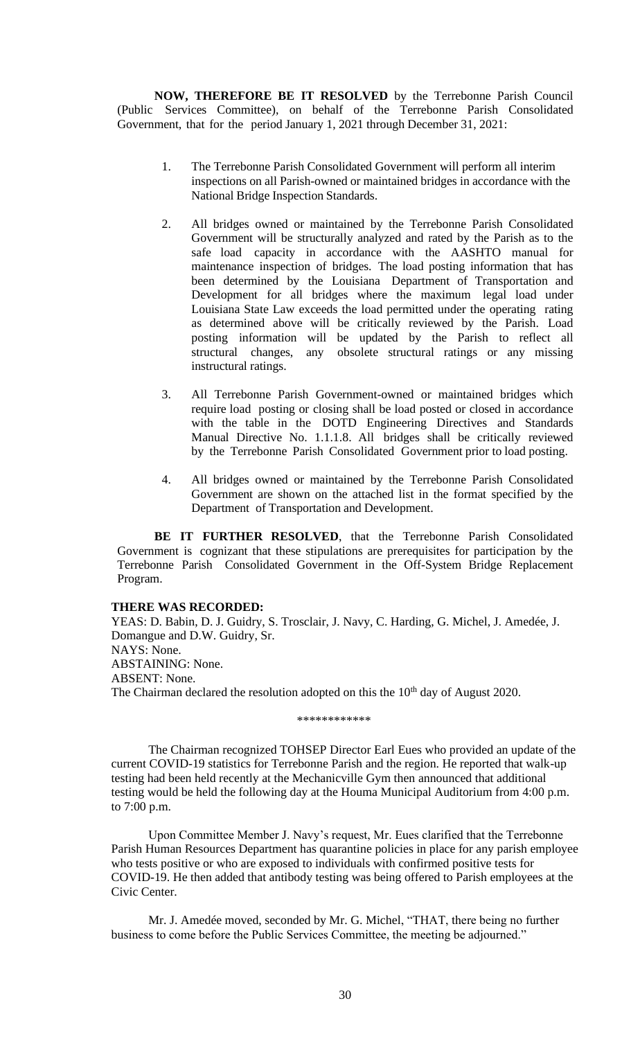**NOW, THEREFORE BE IT RESOLVED** by the Terrebonne Parish Council (Public Services Committee), on behalf of the Terrebonne Parish Consolidated Government, that for the period January 1, 2021 through December 31, 2021:

1. The Terrebonne Parish Consolidated Government will perform all interim inspections on all Parish-owned or maintained bridges in accordance with the National Bridge Inspection Standards.

2. All bridges owned or maintained by the Terrebonne Parish Consolidated Government will be structurally analyzed and rated by the Parish as to the safe load capacity in accordance with the AASHTO manual for maintenance inspection of bridges. The load posting information that has been determined by the Louisiana Department of Transportation and Development for all bridges where the maximum legal load under Louisiana State Law exceeds the load permitted under the operating rating as determined above will be critically reviewed by the Parish. Load posting information will be updated by the Parish to reflect all structural changes, any obsolete structural ratings or any missing instructural ratings.

3. All Terrebonne Parish Government-owned or maintained bridges which require load posting or closing shall be load posted or closed in accordance with the table in the DOTD Engineering Directives and Standards Manual Directive No. 1.1.1.8. All bridges shall be critically reviewed by the Terrebonne Parish Consolidated Government prior to load posting.

4. All bridges owned or maintained by the Terrebonne Parish Consolidated Government are shown on the attached list in the format specified by the Department of Transportation and Development.

**BE IT FURTHER RESOLVED**, that the Terrebonne Parish Consolidated Government is cognizant that these stipulations are prerequisites for participation by the Terrebonne Parish Consolidated Government in the Off-System Bridge Replacement Program.

**THERE WAS RECORDED:**
YEAS: D. Babin, D. J. Guidry, S. Trosclair, J. Navy, C. Harding, G. Michel, J. Amedée, J. Domangue and D.W. Guidry, Sr.
NAYS: None.
ABSTAINING: None.
ABSENT: None.
The Chairman declared the resolution adopted on this the 10th day of August 2020.

\*\*\*\*\*\*\*\*\*\*\*\*

The Chairman recognized TOHSEP Director Earl Eues who provided an update of the current COVID-19 statistics for Terrebonne Parish and the region. He reported that walk-up testing had been held recently at the Mechanicville Gym then announced that additional testing would be held the following day at the Houma Municipal Auditorium from 4:00 p.m. to 7:00 p.m.

Upon Committee Member J. Navy's request, Mr. Eues clarified that the Terrebonne Parish Human Resources Department has quarantine policies in place for any parish employee who tests positive or who are exposed to individuals with confirmed positive tests for COVID-19. He then added that antibody testing was being offered to Parish employees at the Civic Center.

Mr. J. Amedée moved, seconded by Mr. G. Michel, "THAT, there being no further business to come before the Public Services Committee, the meeting be adjourned."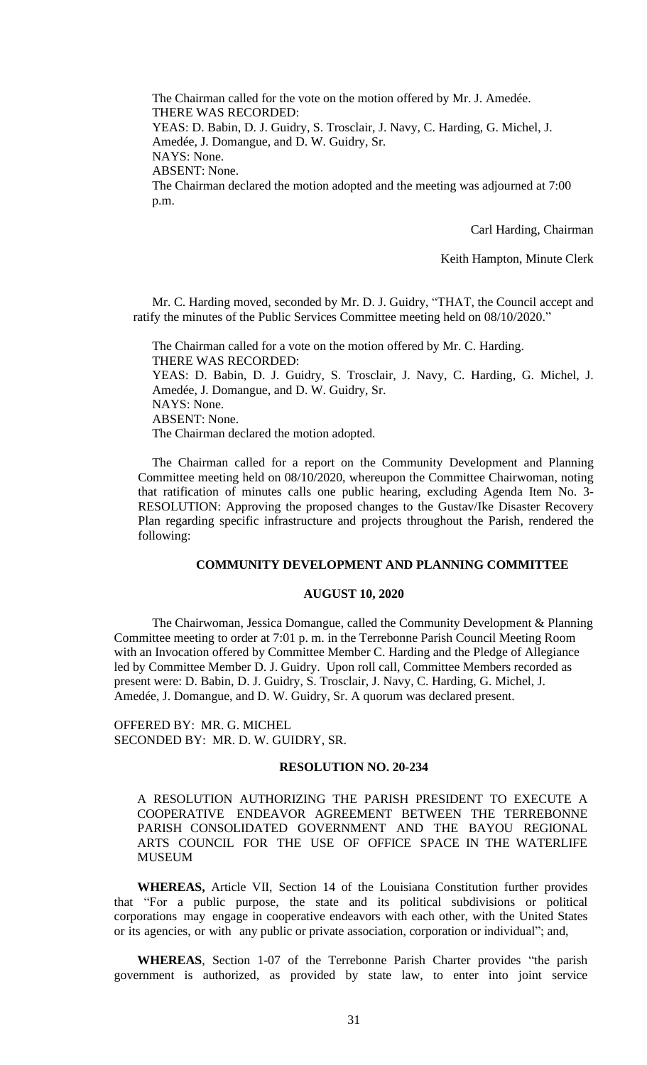The Chairman called for the vote on the motion offered by Mr. J. Amedée.
THERE WAS RECORDED:
YEAS: D. Babin, D. J. Guidry, S. Trosclair, J. Navy, C. Harding, G. Michel, J. Amedée, J. Domangue, and D. W. Guidry, Sr.
NAYS: None.
ABSENT: None.
The Chairman declared the motion adopted and the meeting was adjourned at 7:00 p.m.

Carl Harding, Chairman

Keith Hampton, Minute Clerk

Mr. C. Harding moved, seconded by Mr. D. J. Guidry, "THAT, the Council accept and ratify the minutes of the Public Services Committee meeting held on 08/10/2020."

The Chairman called for a vote on the motion offered by Mr. C. Harding.
THERE WAS RECORDED:
YEAS: D. Babin, D. J. Guidry, S. Trosclair, J. Navy, C. Harding, G. Michel, J. Amedée, J. Domangue, and D. W. Guidry, Sr.
NAYS: None.
ABSENT: None.
The Chairman declared the motion adopted.

The Chairman called for a report on the Community Development and Planning Committee meeting held on 08/10/2020, whereupon the Committee Chairwoman, noting that ratification of minutes calls one public hearing, excluding Agenda Item No. 3-RESOLUTION: Approving the proposed changes to the Gustav/Ike Disaster Recovery Plan regarding specific infrastructure and projects throughout the Parish, rendered the following:

## COMMUNITY DEVELOPMENT AND PLANNING COMMITTEE

## AUGUST 10, 2020

The Chairwoman, Jessica Domangue, called the Community Development & Planning Committee meeting to order at 7:01 p. m. in the Terrebonne Parish Council Meeting Room with an Invocation offered by Committee Member C. Harding and the Pledge of Allegiance led by Committee Member D. J. Guidry. Upon roll call, Committee Members recorded as present were: D. Babin, D. J. Guidry, S. Trosclair, J. Navy, C. Harding, G. Michel, J. Amedée, J. Domangue, and D. W. Guidry, Sr. A quorum was declared present.

OFFERED BY: MR. G. MICHEL
SECONDED BY: MR. D. W. GUIDRY, SR.

### RESOLUTION NO. 20-234

A RESOLUTION AUTHORIZING THE PARISH PRESIDENT TO EXECUTE A COOPERATIVE ENDEAVOR AGREEMENT BETWEEN THE TERREBONNE PARISH CONSOLIDATED GOVERNMENT AND THE BAYOU REGIONAL ARTS COUNCIL FOR THE USE OF OFFICE SPACE IN THE WATERLIFE MUSEUM

**WHEREAS,** Article VII, Section 14 of the Louisiana Constitution further provides that "For a public purpose, the state and its political subdivisions or political corporations may engage in cooperative endeavors with each other, with the United States or its agencies, or with any public or private association, corporation or individual"; and,

**WHEREAS**, Section 1-07 of the Terrebonne Parish Charter provides "the parish government is authorized, as provided by state law, to enter into joint service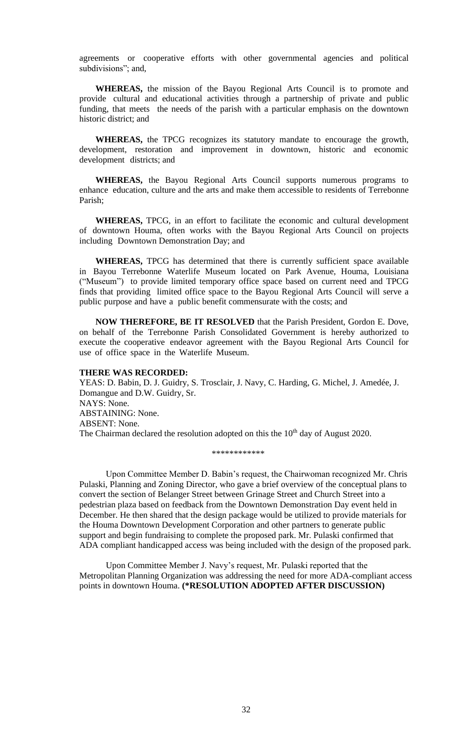agreements or cooperative efforts with other governmental agencies and political subdivisions"; and,

**WHEREAS,** the mission of the Bayou Regional Arts Council is to promote and provide cultural and educational activities through a partnership of private and public funding, that meets the needs of the parish with a particular emphasis on the downtown historic district; and

**WHEREAS,** the TPCG recognizes its statutory mandate to encourage the growth, development, restoration and improvement in downtown, historic and economic development districts; and

**WHEREAS,** the Bayou Regional Arts Council supports numerous programs to enhance education, culture and the arts and make them accessible to residents of Terrebonne Parish;

**WHEREAS,** TPCG, in an effort to facilitate the economic and cultural development of downtown Houma, often works with the Bayou Regional Arts Council on projects including Downtown Demonstration Day; and

**WHEREAS,** TPCG has determined that there is currently sufficient space available in Bayou Terrebonne Waterlife Museum located on Park Avenue, Houma, Louisiana ("Museum") to provide limited temporary office space based on current need and TPCG finds that providing limited office space to the Bayou Regional Arts Council will serve a public purpose and have a public benefit commensurate with the costs; and

**NOW THEREFORE, BE IT RESOLVED** that the Parish President, Gordon E. Dove, on behalf of the Terrebonne Parish Consolidated Government is hereby authorized to execute the cooperative endeavor agreement with the Bayou Regional Arts Council for use of office space in the Waterlife Museum.

**THERE WAS RECORDED:**
YEAS: D. Babin, D. J. Guidry, S. Trosclair, J. Navy, C. Harding, G. Michel, J. Amedée, J. Domangue and D.W. Guidry, Sr.
NAYS: None.
ABSTAINING: None.
ABSENT: None.
The Chairman declared the resolution adopted on this the 10th day of August 2020.

\*\*\*\*\*\*\*\*\*\*\*\*

Upon Committee Member D. Babin's request, the Chairwoman recognized Mr. Chris Pulaski, Planning and Zoning Director, who gave a brief overview of the conceptual plans to convert the section of Belanger Street between Grinage Street and Church Street into a pedestrian plaza based on feedback from the Downtown Demonstration Day event held in December. He then shared that the design package would be utilized to provide materials for the Houma Downtown Development Corporation and other partners to generate public support and begin fundraising to complete the proposed park. Mr. Pulaski confirmed that ADA compliant handicapped access was being included with the design of the proposed park.

Upon Committee Member J. Navy's request, Mr. Pulaski reported that the Metropolitan Planning Organization was addressing the need for more ADA-compliant access points in downtown Houma. **(\*RESOLUTION ADOPTED AFTER DISCUSSION)**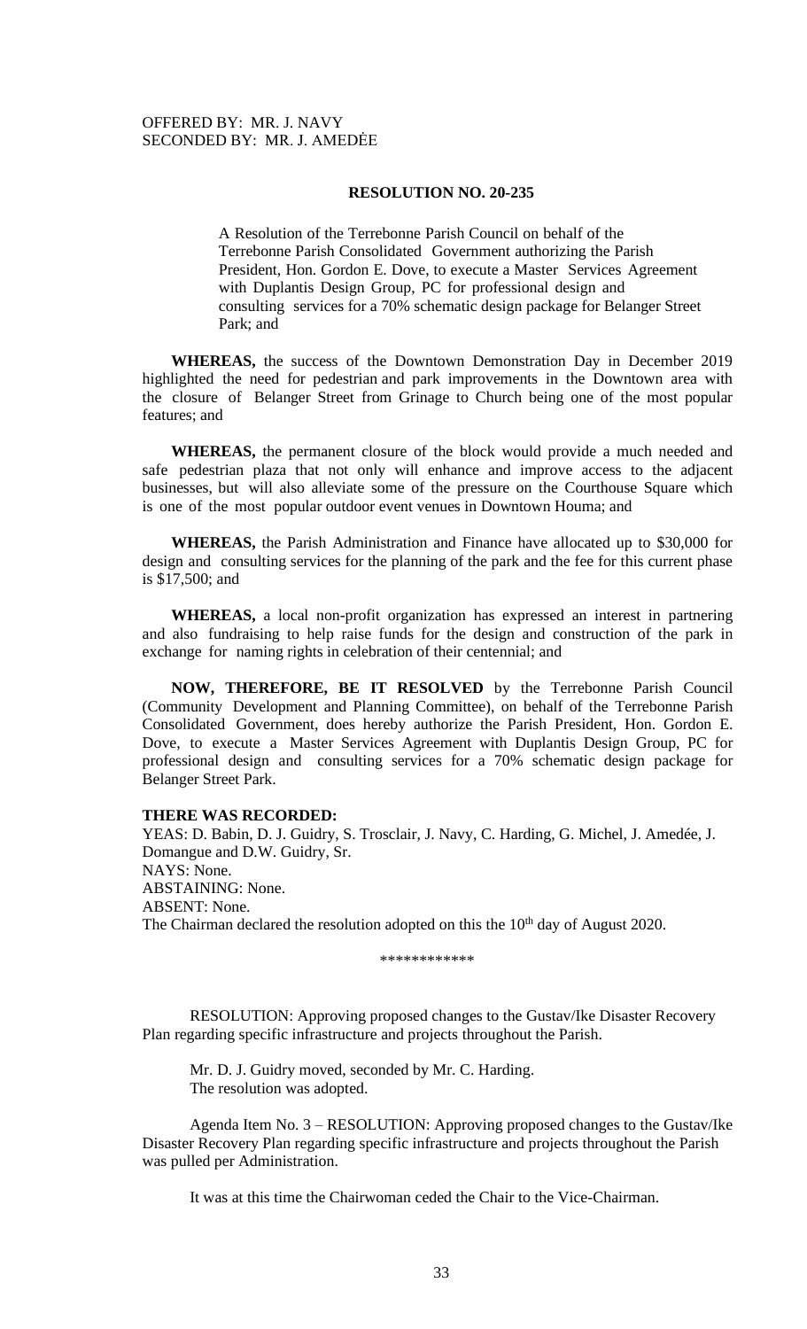OFFERED BY: MR. J. NAVY
SECONDED BY: MR. J. AMEDĖE

**RESOLUTION NO. 20-235**

A Resolution of the Terrebonne Parish Council on behalf of the Terrebonne Parish Consolidated Government authorizing the Parish President, Hon. Gordon E. Dove, to execute a Master Services Agreement with Duplantis Design Group, PC for professional design and consulting services for a 70% schematic design package for Belanger Street Park; and

**WHEREAS,** the success of the Downtown Demonstration Day in December 2019 highlighted the need for pedestrian and park improvements in the Downtown area with the closure of Belanger Street from Grinage to Church being one of the most popular features; and

**WHEREAS,** the permanent closure of the block would provide a much needed and safe pedestrian plaza that not only will enhance and improve access to the adjacent businesses, but will also alleviate some of the pressure on the Courthouse Square which is one of the most popular outdoor event venues in Downtown Houma; and

**WHEREAS,** the Parish Administration and Finance have allocated up to $30,000 for design and consulting services for the planning of the park and the fee for this current phase is $17,500; and

**WHEREAS,** a local non-profit organization has expressed an interest in partnering and also fundraising to help raise funds for the design and construction of the park in exchange for naming rights in celebration of their centennial; and

**NOW, THEREFORE, BE IT RESOLVED** by the Terrebonne Parish Council (Community Development and Planning Committee), on behalf of the Terrebonne Parish Consolidated Government, does hereby authorize the Parish President, Hon. Gordon E. Dove, to execute a Master Services Agreement with Duplantis Design Group, PC for professional design and consulting services for a 70% schematic design package for Belanger Street Park.

**THERE WAS RECORDED:**
YEAS: D. Babin, D. J. Guidry, S. Trosclair, J. Navy, C. Harding, G. Michel, J. Amedée, J. Domangue and D.W. Guidry, Sr.
NAYS: None.
ABSTAINING: None.
ABSENT: None.
The Chairman declared the resolution adopted on this the 10th day of August 2020.

\*\*\*\*\*\*\*\*\*\*\*\*

RESOLUTION: Approving proposed changes to the Gustav/Ike Disaster Recovery Plan regarding specific infrastructure and projects throughout the Parish.

Mr. D. J. Guidry moved, seconded by Mr. C. Harding.
The resolution was adopted.

Agenda Item No. 3 – RESOLUTION: Approving proposed changes to the Gustav/Ike Disaster Recovery Plan regarding specific infrastructure and projects throughout the Parish was pulled per Administration.

It was at this time the Chairwoman ceded the Chair to the Vice-Chairman.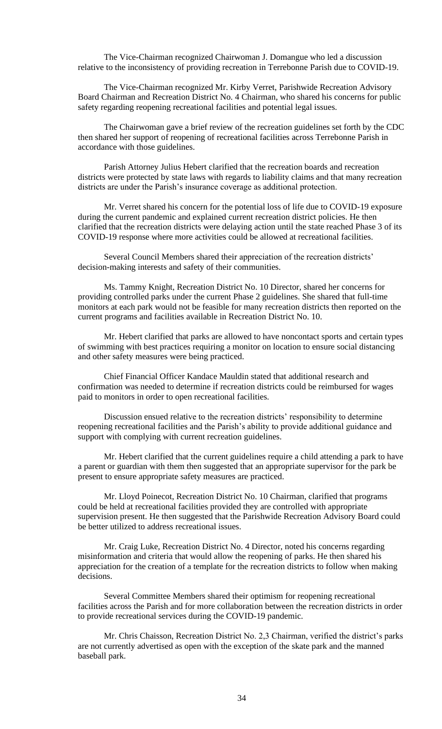The Vice-Chairman recognized Chairwoman J. Domangue who led a discussion relative to the inconsistency of providing recreation in Terrebonne Parish due to COVID-19.

The Vice-Chairman recognized Mr. Kirby Verret, Parishwide Recreation Advisory Board Chairman and Recreation District No. 4 Chairman, who shared his concerns for public safety regarding reopening recreational facilities and potential legal issues.

The Chairwoman gave a brief review of the recreation guidelines set forth by the CDC then shared her support of reopening of recreational facilities across Terrebonne Parish in accordance with those guidelines.

Parish Attorney Julius Hebert clarified that the recreation boards and recreation districts were protected by state laws with regards to liability claims and that many recreation districts are under the Parish's insurance coverage as additional protection.

Mr. Verret shared his concern for the potential loss of life due to COVID-19 exposure during the current pandemic and explained current recreation district policies. He then clarified that the recreation districts were delaying action until the state reached Phase 3 of its COVID-19 response where more activities could be allowed at recreational facilities.

Several Council Members shared their appreciation of the recreation districts' decision-making interests and safety of their communities.

Ms. Tammy Knight, Recreation District No. 10 Director, shared her concerns for providing controlled parks under the current Phase 2 guidelines. She shared that full-time monitors at each park would not be feasible for many recreation districts then reported on the current programs and facilities available in Recreation District No. 10.

Mr. Hebert clarified that parks are allowed to have noncontact sports and certain types of swimming with best practices requiring a monitor on location to ensure social distancing and other safety measures were being practiced.

Chief Financial Officer Kandace Mauldin stated that additional research and confirmation was needed to determine if recreation districts could be reimbursed for wages paid to monitors in order to open recreational facilities.

Discussion ensued relative to the recreation districts' responsibility to determine reopening recreational facilities and the Parish's ability to provide additional guidance and support with complying with current recreation guidelines.

Mr. Hebert clarified that the current guidelines require a child attending a park to have a parent or guardian with them then suggested that an appropriate supervisor for the park be present to ensure appropriate safety measures are practiced.

Mr. Lloyd Poinecot, Recreation District No. 10 Chairman, clarified that programs could be held at recreational facilities provided they are controlled with appropriate supervision present. He then suggested that the Parishwide Recreation Advisory Board could be better utilized to address recreational issues.

Mr. Craig Luke, Recreation District No. 4 Director, noted his concerns regarding misinformation and criteria that would allow the reopening of parks. He then shared his appreciation for the creation of a template for the recreation districts to follow when making decisions.

Several Committee Members shared their optimism for reopening recreational facilities across the Parish and for more collaboration between the recreation districts in order to provide recreational services during the COVID-19 pandemic.

Mr. Chris Chaisson, Recreation District No. 2,3 Chairman, verified the district's parks are not currently advertised as open with the exception of the skate park and the manned baseball park.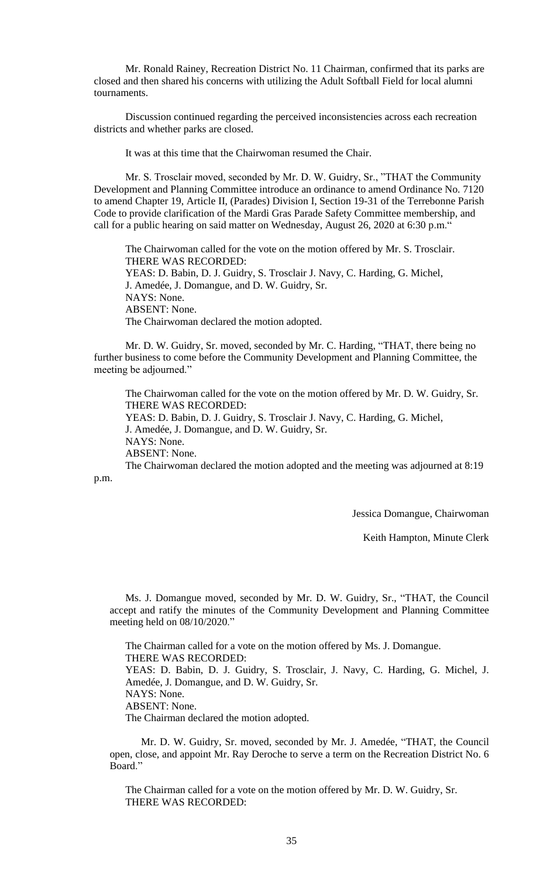Mr. Ronald Rainey, Recreation District No. 11 Chairman, confirmed that its parks are closed and then shared his concerns with utilizing the Adult Softball Field for local alumni tournaments.

Discussion continued regarding the perceived inconsistencies across each recreation districts and whether parks are closed.

It was at this time that the Chairwoman resumed the Chair.

Mr. S. Trosclair moved, seconded by Mr. D. W. Guidry, Sr., "THAT the Community Development and Planning Committee introduce an ordinance to amend Ordinance No. 7120 to amend Chapter 19, Article II, (Parades) Division I, Section 19-31 of the Terrebonne Parish Code to provide clarification of the Mardi Gras Parade Safety Committee membership, and call for a public hearing on said matter on Wednesday, August 26, 2020 at 6:30 p.m."

The Chairwoman called for the vote on the motion offered by Mr. S. Trosclair.
THERE WAS RECORDED:
YEAS: D. Babin, D. J. Guidry, S. Trosclair J. Navy, C. Harding, G. Michel, J. Amedée, J. Domangue, and D. W. Guidry, Sr.
NAYS: None.
ABSENT: None.
The Chairwoman declared the motion adopted.

Mr. D. W. Guidry, Sr. moved, seconded by Mr. C. Harding, "THAT, there being no further business to come before the Community Development and Planning Committee, the meeting be adjourned."

The Chairwoman called for the vote on the motion offered by Mr. D. W. Guidry, Sr.
THERE WAS RECORDED:
YEAS: D. Babin, D. J. Guidry, S. Trosclair J. Navy, C. Harding, G. Michel, J. Amedée, J. Domangue, and D. W. Guidry, Sr.
NAYS: None.
ABSENT: None.
The Chairwoman declared the motion adopted and the meeting was adjourned at 8:19 p.m.

Jessica Domangue, Chairwoman

Keith Hampton, Minute Clerk

Ms. J. Domangue moved, seconded by Mr. D. W. Guidry, Sr., "THAT, the Council accept and ratify the minutes of the Community Development and Planning Committee meeting held on 08/10/2020."

The Chairman called for a vote on the motion offered by Ms. J. Domangue.
THERE WAS RECORDED:
YEAS: D. Babin, D. J. Guidry, S. Trosclair, J. Navy, C. Harding, G. Michel, J. Amedée, J. Domangue, and D. W. Guidry, Sr.
NAYS: None.
ABSENT: None.
The Chairman declared the motion adopted.

Mr. D. W. Guidry, Sr. moved, seconded by Mr. J. Amedée, "THAT, the Council open, close, and appoint Mr. Ray Deroche to serve a term on the Recreation District No. 6 Board."

The Chairman called for a vote on the motion offered by Mr. D. W. Guidry, Sr.
THERE WAS RECORDED: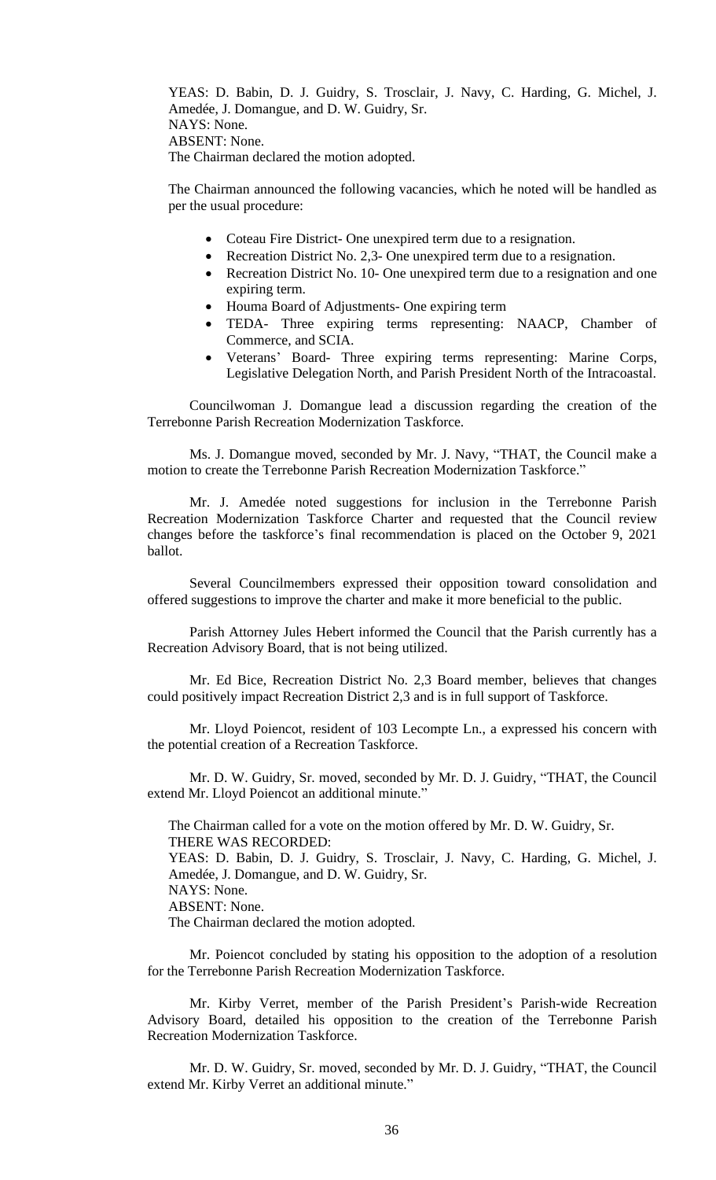YEAS: D. Babin, D. J. Guidry, S. Trosclair, J. Navy, C. Harding, G. Michel, J. Amedée, J. Domangue, and D. W. Guidry, Sr.
NAYS: None.
ABSENT: None.
The Chairman declared the motion adopted.

The Chairman announced the following vacancies, which he noted will be handled as per the usual procedure:

- Coteau Fire District- One unexpired term due to a resignation.
- Recreation District No. 2,3- One unexpired term due to a resignation.
- Recreation District No. 10- One unexpired term due to a resignation and one expiring term.
- Houma Board of Adjustments- One expiring term
- TEDA- Three expiring terms representing: NAACP, Chamber of Commerce, and SCIA.
- Veterans' Board- Three expiring terms representing: Marine Corps, Legislative Delegation North, and Parish President North of the Intracoastal.

Councilwoman J. Domangue lead a discussion regarding the creation of the Terrebonne Parish Recreation Modernization Taskforce.

Ms. J. Domangue moved, seconded by Mr. J. Navy, "THAT, the Council make a motion to create the Terrebonne Parish Recreation Modernization Taskforce."

Mr. J. Amedée noted suggestions for inclusion in the Terrebonne Parish Recreation Modernization Taskforce Charter and requested that the Council review changes before the taskforce's final recommendation is placed on the October 9, 2021 ballot.

Several Councilmembers expressed their opposition toward consolidation and offered suggestions to improve the charter and make it more beneficial to the public.

Parish Attorney Jules Hebert informed the Council that the Parish currently has a Recreation Advisory Board, that is not being utilized.

Mr. Ed Bice, Recreation District No. 2,3 Board member, believes that changes could positively impact Recreation District 2,3 and is in full support of Taskforce.

Mr. Lloyd Poiencot, resident of 103 Lecompte Ln., a expressed his concern with the potential creation of a Recreation Taskforce.

Mr. D. W. Guidry, Sr. moved, seconded by Mr. D. J. Guidry, "THAT, the Council extend Mr. Lloyd Poiencot an additional minute."

The Chairman called for a vote on the motion offered by Mr. D. W. Guidry, Sr.
THERE WAS RECORDED:
YEAS: D. Babin, D. J. Guidry, S. Trosclair, J. Navy, C. Harding, G. Michel, J. Amedée, J. Domangue, and D. W. Guidry, Sr.
NAYS: None.
ABSENT: None.
The Chairman declared the motion adopted.

Mr. Poiencot concluded by stating his opposition to the adoption of a resolution for the Terrebonne Parish Recreation Modernization Taskforce.

Mr. Kirby Verret, member of the Parish President's Parish-wide Recreation Advisory Board, detailed his opposition to the creation of the Terrebonne Parish Recreation Modernization Taskforce.

Mr. D. W. Guidry, Sr. moved, seconded by Mr. D. J. Guidry, "THAT, the Council extend Mr. Kirby Verret an additional minute."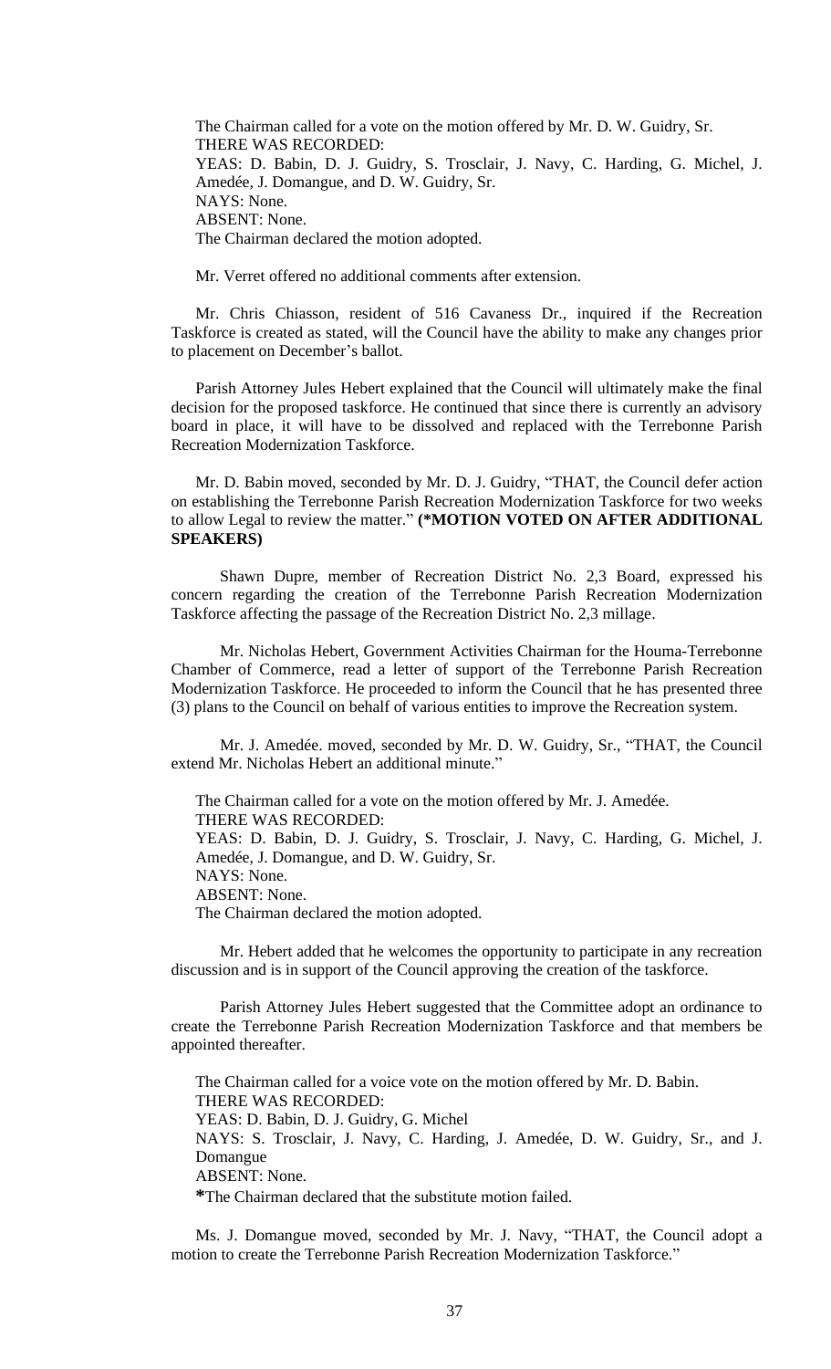The Chairman called for a vote on the motion offered by Mr. D. W. Guidry, Sr.
THERE WAS RECORDED:
YEAS: D. Babin, D. J. Guidry, S. Trosclair, J. Navy, C. Harding, G. Michel, J. Amedée, J. Domangue, and D. W. Guidry, Sr.
NAYS: None.
ABSENT: None.
The Chairman declared the motion adopted.

Mr. Verret offered no additional comments after extension.

Mr. Chris Chiasson, resident of 516 Cavaness Dr., inquired if the Recreation Taskforce is created as stated, will the Council have the ability to make any changes prior to placement on December's ballot.

Parish Attorney Jules Hebert explained that the Council will ultimately make the final decision for the proposed taskforce. He continued that since there is currently an advisory board in place, it will have to be dissolved and replaced with the Terrebonne Parish Recreation Modernization Taskforce.

Mr. D. Babin moved, seconded by Mr. D. J. Guidry, "THAT, the Council defer action on establishing the Terrebonne Parish Recreation Modernization Taskforce for two weeks to allow Legal to review the matter." **(*MOTION VOTED ON AFTER ADDITIONAL SPEAKERS)**

Shawn Dupre, member of Recreation District No. 2,3 Board, expressed his concern regarding the creation of the Terrebonne Parish Recreation Modernization Taskforce affecting the passage of the Recreation District No. 2,3 millage.

Mr. Nicholas Hebert, Government Activities Chairman for the Houma-Terrebonne Chamber of Commerce, read a letter of support of the Terrebonne Parish Recreation Modernization Taskforce. He proceeded to inform the Council that he has presented three (3) plans to the Council on behalf of various entities to improve the Recreation system.

Mr. J. Amedée. moved, seconded by Mr. D. W. Guidry, Sr., "THAT, the Council extend Mr. Nicholas Hebert an additional minute."

The Chairman called for a vote on the motion offered by Mr. J. Amedée.
THERE WAS RECORDED:
YEAS: D. Babin, D. J. Guidry, S. Trosclair, J. Navy, C. Harding, G. Michel, J. Amedée, J. Domangue, and D. W. Guidry, Sr.
NAYS: None.
ABSENT: None.
The Chairman declared the motion adopted.

Mr. Hebert added that he welcomes the opportunity to participate in any recreation discussion and is in support of the Council approving the creation of the taskforce.

Parish Attorney Jules Hebert suggested that the Committee adopt an ordinance to create the Terrebonne Parish Recreation Modernization Taskforce and that members be appointed thereafter.

The Chairman called for a voice vote on the motion offered by Mr. D. Babin.
THERE WAS RECORDED:
YEAS: D. Babin, D. J. Guidry, G. Michel
NAYS: S. Trosclair, J. Navy, C. Harding, J. Amedée, D. W. Guidry, Sr., and J. Domangue
ABSENT: None.
**\***The Chairman declared that the substitute motion failed.

Ms. J. Domangue moved, seconded by Mr. J. Navy, "THAT, the Council adopt a motion to create the Terrebonne Parish Recreation Modernization Taskforce."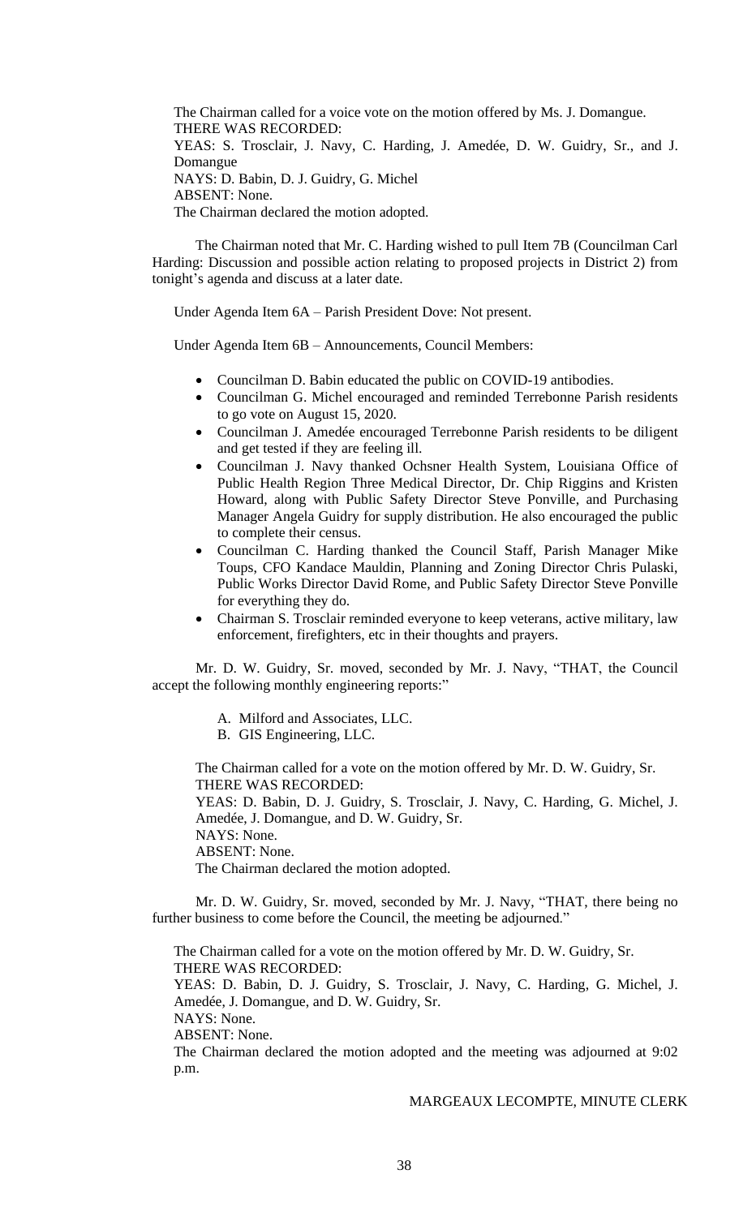The Chairman called for a voice vote on the motion offered by Ms. J. Domangue.
THERE WAS RECORDED:
YEAS: S. Trosclair, J. Navy, C. Harding, J. Amedée, D. W. Guidry, Sr., and J. Domangue
NAYS: D. Babin, D. J. Guidry, G. Michel
ABSENT: None.
The Chairman declared the motion adopted.

The Chairman noted that Mr. C. Harding wished to pull Item 7B (Councilman Carl Harding: Discussion and possible action relating to proposed projects in District 2) from tonight's agenda and discuss at a later date.

Under Agenda Item 6A – Parish President Dove: Not present.

Under Agenda Item 6B – Announcements, Council Members:

- Councilman D. Babin educated the public on COVID-19 antibodies.
- Councilman G. Michel encouraged and reminded Terrebonne Parish residents to go vote on August 15, 2020.
- Councilman J. Amedée encouraged Terrebonne Parish residents to be diligent and get tested if they are feeling ill.
- Councilman J. Navy thanked Ochsner Health System, Louisiana Office of Public Health Region Three Medical Director, Dr. Chip Riggins and Kristen Howard, along with Public Safety Director Steve Ponville, and Purchasing Manager Angela Guidry for supply distribution. He also encouraged the public to complete their census.
- Councilman C. Harding thanked the Council Staff, Parish Manager Mike Toups, CFO Kandace Mauldin, Planning and Zoning Director Chris Pulaski, Public Works Director David Rome, and Public Safety Director Steve Ponville for everything they do.
- Chairman S. Trosclair reminded everyone to keep veterans, active military, law enforcement, firefighters, etc in their thoughts and prayers.

Mr. D. W. Guidry, Sr. moved, seconded by Mr. J. Navy, "THAT, the Council accept the following monthly engineering reports:"

A. Milford and Associates, LLC.
B. GIS Engineering, LLC.

The Chairman called for a vote on the motion offered by Mr. D. W. Guidry, Sr.
THERE WAS RECORDED:
YEAS: D. Babin, D. J. Guidry, S. Trosclair, J. Navy, C. Harding, G. Michel, J. Amedée, J. Domangue, and D. W. Guidry, Sr.
NAYS: None.
ABSENT: None.
The Chairman declared the motion adopted.

Mr. D. W. Guidry, Sr. moved, seconded by Mr. J. Navy, "THAT, there being no further business to come before the Council, the meeting be adjourned."

The Chairman called for a vote on the motion offered by Mr. D. W. Guidry, Sr.
THERE WAS RECORDED:
YEAS: D. Babin, D. J. Guidry, S. Trosclair, J. Navy, C. Harding, G. Michel, J. Amedée, J. Domangue, and D. W. Guidry, Sr.
NAYS: None.
ABSENT: None.
The Chairman declared the motion adopted and the meeting was adjourned at 9:02 p.m.

MARGEAUX LECOMPTE, MINUTE CLERK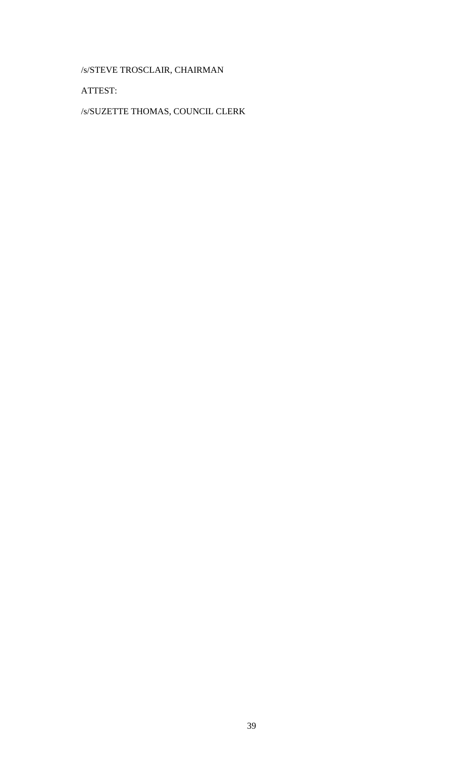/s/STEVE TROSCLAIR, CHAIRMAN

ATTEST:

/s/SUZETTE THOMAS, COUNCIL CLERK